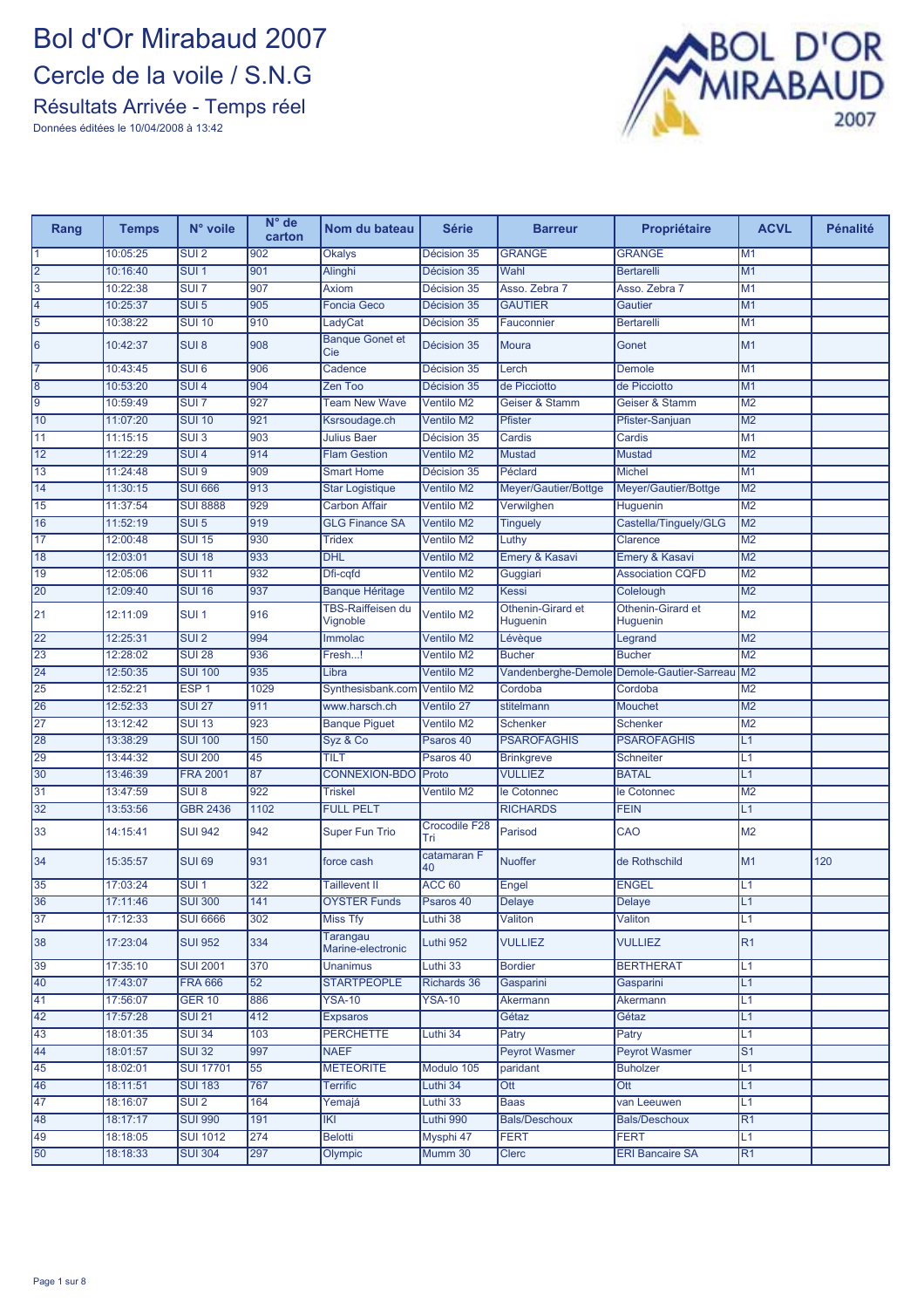# Bol d'Or Mirabaud 2007

## Cercle de la voile / S.N.G

### Résultats Arrivée - Temps réel

Données éditées le 10/04/2008 à 13:42

| Rang | Temps | N° voile | N° de carton | Nom du bateau | Série | Barreur | Propriétaire | ACVL | Pénalité |
|---|---|---|---|---|---|---|---|---|---|
| 1 | 10:05:25 | SUI 2 | 902 | Okalys | Décision 35 | GRANGE | GRANGE | M1 | |
| 2 | 10:16:40 | SUI 1 | 901 | Alinghi | Décision 35 | Wahl | Bertarelli | M1 | |
| 3 | 10:22:38 | SUI 7 | 907 | Axiom | Décision 35 | Asso. Zebra 7 | Asso. Zebra 7 | M1 | |
| 4 | 10:25:37 | SUI 5 | 905 | Foncia Geco | Décision 35 | GAUTIER | Gautier | M1 | |
| 5 | 10:38:22 | SUI 10 | 910 | LadyCat | Décision 35 | Fauconnier | Bertarelli | M1 | |
| 6 | 10:42:37 | SUI 8 | 908 | Banque Gonet et Cie | Décision 35 | Moura | Gonet | M1 | |
| 7 | 10:43:45 | SUI 6 | 906 | Cadence | Décision 35 | Lerch | Demole | M1 | |
| 8 | 10:53:20 | SUI 4 | 904 | Zen Too | Décision 35 | de Picciotto | de Picciotto | M1 | |
| 9 | 10:59:49 | SUI 7 | 927 | Team New Wave | Ventilo M2 | Geiser & Stamm | Geiser & Stamm | M2 | |
| 10 | 11:07:20 | SUI 10 | 921 | Ksrsoudage.ch | Ventilo M2 | Pfister | Pfister-Sanjuan | M2 | |
| 11 | 11:15:15 | SUI 3 | 903 | Julius Baer | Décision 35 | Cardis | Cardis | M1 | |
| 12 | 11:22:29 | SUI 4 | 914 | Flam Gestion | Ventilo M2 | Mustad | Mustad | M2 | |
| 13 | 11:24:48 | SUI 9 | 909 | Smart Home | Décision 35 | Péclard | Michel | M1 | |
| 14 | 11:30:15 | SUI 666 | 913 | Star Logistique | Ventilo M2 | Meyer/Gautier/Bottge | Meyer/Gautier/Bottge | M2 | |
| 15 | 11:37:54 | SUI 8888 | 929 | Carbon Affair | Ventilo M2 | Verwilghen | Huguenin | M2 | |
| 16 | 11:52:19 | SUI 5 | 919 | GLG Finance SA | Ventilo M2 | Tinguely | Castella/Tinguely/GLG | M2 | |
| 17 | 12:00:48 | SUI 15 | 930 | Tridex | Ventilo M2 | Luthy | Clarence | M2 | |
| 18 | 12:03:01 | SUI 18 | 933 | DHL | Ventilo M2 | Emery & Kasavi | Emery & Kasavi | M2 | |
| 19 | 12:05:06 | SUI 11 | 932 | Dfi-cqfd | Ventilo M2 | Guggiari | Association CQFD | M2 | |
| 20 | 12:09:40 | SUI 16 | 937 | Banque Héritage | Ventilo M2 | Kessi | Colelough | M2 | |
| 21 | 12:11:09 | SUI 1 | 916 | TBS-Raiffeisen du Vignoble | Ventilo M2 | Othenin-Girard et Huguenin | Othenin-Girard et Huguenin | M2 | |
| 22 | 12:25:31 | SUI 2 | 994 | Immolac | Ventilo M2 | Lévèque | Legrand | M2 | |
| 23 | 12:28:02 | SUI 28 | 936 | Fresh...! | Ventilo M2 | Bucher | Bucher | M2 | |
| 24 | 12:50:35 | SUI 100 | 935 | Libra | Ventilo M2 | Vandenberghe-Demole | Demole-Gautier-Sarreau | M2 | |
| 25 | 12:52:21 | ESP 1 | 1029 | Synthesisbank.com | Ventilo M2 | Cordoba | Cordoba | M2 | |
| 26 | 12:52:33 | SUI 27 | 911 | www.harsch.ch | Ventilo 27 | stitelmann | Mouchet | M2 | |
| 27 | 13:12:42 | SUI 13 | 923 | Banque Piguet | Ventilo M2 | Schenker | Schenker | M2 | |
| 28 | 13:38:29 | SUI 100 | 150 | Syz & Co | Psaros 40 | PSAROFAGHIS | PSAROFAGHIS | L1 | |
| 29 | 13:44:32 | SUI 200 | 45 | TILT | Psaros 40 | Brinkgreve | Schneiter | L1 | |
| 30 | 13:46:39 | FRA 2001 | 87 | CONNEXION-BDO | Proto | VULLIEZ | BATAL | L1 | |
| 31 | 13:47:59 | SUI 8 | 922 | Triskel | Ventilo M2 | le Cotonnec | le Cotonnec | M2 | |
| 32 | 13:53:56 | GBR 2436 | 1102 | FULL PELT | | RICHARDS | FEIN | L1 | |
| 33 | 14:15:41 | SUI 942 | 942 | Super Fun Trio | Crocodile F28 Tri | Parisod | CAO | M2 | |
| 34 | 15:35:57 | SUI 69 | 931 | force cash | catamaran F 40 | Nuoffer | de Rothschild | M1 | 120 |
| 35 | 17:03:24 | SUI 1 | 322 | Taillevent II | ACC 60 | Engel | ENGEL | L1 | |
| 36 | 17:11:46 | SUI 300 | 141 | OYSTER Funds | Psaros 40 | Delaye | Delaye | L1 | |
| 37 | 17:12:33 | SUI 6666 | 302 | Miss Tfy | Luthi 38 | Valiton | Valiton | L1 | |
| 38 | 17:23:04 | SUI 952 | 334 | Tarangau Marine-electronic | Luthi 952 | VULLIEZ | VULLIEZ | R1 | |
| 39 | 17:35:10 | SUI 2001 | 370 | Unanimus | Luthi 33 | Bordier | BERTHERAT | L1 | |
| 40 | 17:43:07 | FRA 666 | 52 | STARTPEOPLE | Richards 36 | Gasparini | Gasparini | L1 | |
| 41 | 17:56:07 | GER 10 | 886 | YSA-10 | YSA-10 | Akermann | Akermann | L1 | |
| 42 | 17:57:28 | SUI 21 | 412 | Expsaros | | Gétaz | Gétaz | L1 | |
| 43 | 18:01:35 | SUI 34 | 103 | PERCHETTE | Luthi 34 | Patry | Patry | L1 | |
| 44 | 18:01:57 | SUI 32 | 997 | NAEF | | Peyrot Wasmer | Peyrot Wasmer | S1 | |
| 45 | 18:02:01 | SUI 17701 | 55 | METEORITE | Modulo 105 | paridant | Buholzer | L1 | |
| 46 | 18:11:51 | SUI 183 | 767 | Terrific | Luthi 34 | Ott | Ott | L1 | |
| 47 | 18:16:07 | SUI 2 | 164 | Yemajá | Luthi 33 | Baas | van Leeuwen | L1 | |
| 48 | 18:17:17 | SUI 990 | 191 | IKI | Luthi 990 | Bals/Deschoux | Bals/Deschoux | R1 | |
| 49 | 18:18:05 | SUI 1012 | 274 | Belotti | Mysphi 47 | FERT | FERT | L1 | |
| 50 | 18:18:33 | SUI 304 | 297 | Olympic | Mumm 30 | Clerc | ERI Bancaire SA | R1 | |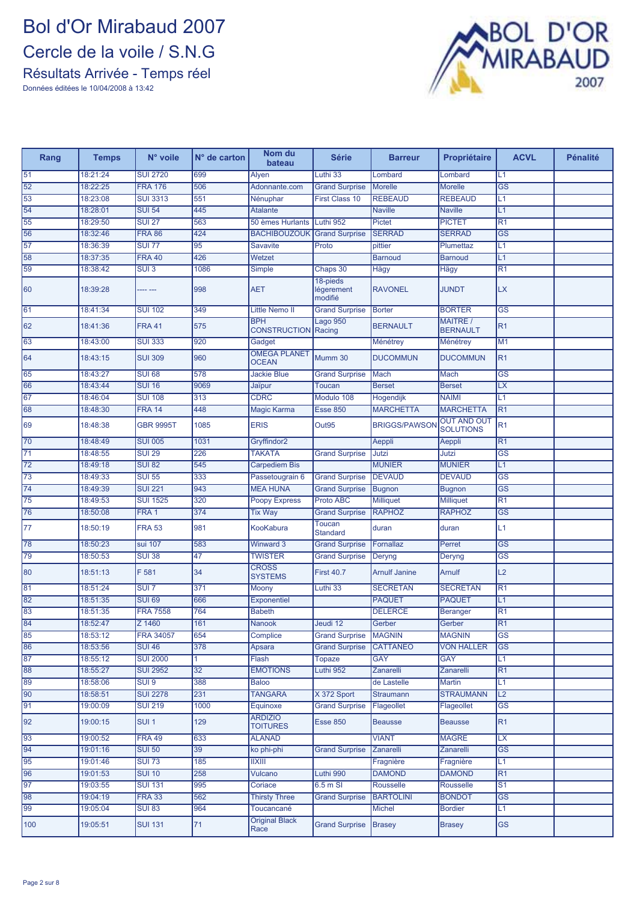# Bol d'Or Mirabaud 2007

## Cercle de la voile / S.N.G

### Résultats Arrivée - Temps réel

Données éditées le 10/04/2008 à 13:42

| Rang | Temps | N° voile | N° de carton | Nom du bateau | Série | Barreur | Propriétaire | ACVL | Pénalité |
|---|---|---|---|---|---|---|---|---|---|
| 51 | 18:21:24 | SUI 2720 | 699 | Alyen | Luthi 33 | Lombard | Lombard | L1 | |
| 52 | 18:22:25 | FRA 176 | 506 | Adonnante.com | Grand Surprise | Morelle | Morelle | GS | |
| 53 | 18:23:08 | SUI 3313 | 551 | Nénuphar | First Class 10 | REBEAUD | REBEAUD | L1 | |
| 54 | 18:28:01 | SUI 54 | 445 | Atalante | | Naville | Naville | L1 | |
| 55 | 18:29:50 | SUI 27 | 563 | 50 èmes Hurlants | Luthi 952 | Pictet | PICTET | R1 | |
| 56 | 18:32:46 | FRA 86 | 424 | BACHIBOUZOUK | Grand Surprise | SERRAD | SERRAD | GS | |
| 57 | 18:36:39 | SUI 77 | 95 | Savavite | Proto | pittier | Plumettaz | L1 | |
| 58 | 18:37:35 | FRA 40 | 426 | Wetzet | | Barnoud | Barnoud | L1 | |
| 59 | 18:38:42 | SUI 3 | 1086 | Simple | Chaps 30 | Hägy | Hägy | R1 | |
| 60 | 18:39:28 | ---- --- | 998 | AET | 18-pieds légerement modifié | RAVONEL | JUNDT | LX | |
| 61 | 18:41:34 | SUI 102 | 349 | Little Nemo II | Grand Surprise | Borter | BORTER | GS | |
| 62 | 18:41:36 | FRA 41 | 575 | BPH CONSTRUCTION | Lago 950 Racing | BERNAULT | MAITRE / BERNAULT | R1 | |
| 63 | 18:43:00 | SUI 333 | 920 | Gadget | | Ménétrey | Ménétrey | M1 | |
| 64 | 18:43:15 | SUI 309 | 960 | OMEGA PLANET OCEAN | Mumm 30 | DUCOMMUN | DUCOMMUN | R1 | |
| 65 | 18:43:27 | SUI 68 | 578 | Jackie Blue | Grand Surprise | Mach | Mach | GS | |
| 66 | 18:43:44 | SUI 16 | 9069 | Jaïpur | Toucan | Berset | Berset | LX | |
| 67 | 18:46:04 | SUI 108 | 313 | CDRC | Modulo 108 | Hogendijk | NAIMI | L1 | |
| 68 | 18:48:30 | FRA 14 | 448 | Magic Karma | Esse 850 | MARCHETTA | MARCHETTA | R1 | |
| 69 | 18:48:38 | GBR 9995T | 1085 | ERIS | Out95 | BRIGGS/PAWSON | OUT AND OUT SOLUTIONS | R1 | |
| 70 | 18:48:49 | SUI 005 | 1031 | Gryffindor2 | | Aeppli | Aeppli | R1 | |
| 71 | 18:48:55 | SUI 29 | 226 | TAKATA | Grand Surprise | Jutzi | Jutzi | GS | |
| 72 | 18:49:18 | SUI 82 | 545 | Carpediem Bis | | MUNIER | MUNIER | L1 | |
| 73 | 18:49:33 | SUI 55 | 333 | Passetougrain 6 | Grand Surprise | DEVAUD | DEVAUD | GS | |
| 74 | 18:49:39 | SUI 221 | 943 | MEA HUNA | Grand Surprise | Bugnon | Bugnon | GS | |
| 75 | 18:49:53 | SUI 1525 | 320 | Poopy Express | Proto ABC | Milliquet | Milliquet | R1 | |
| 76 | 18:50:08 | FRA 1 | 374 | Tix Way | Grand Surprise | RAPHOZ | RAPHOZ | GS | |
| 77 | 18:50:19 | FRA 53 | 981 | KooKabura | Toucan Standard | duran | duran | L1 | |
| 78 | 18:50:23 | sui 107 | 583 | Winward 3 | Grand Surprise | Fornallaz | Perret | GS | |
| 79 | 18:50:53 | SUI 38 | 47 | TWISTER | Grand Surprise | Deryng | Deryng | GS | |
| 80 | 18:51:13 | F 581 | 34 | CROSS SYSTEMS | First 40.7 | Arnulf Janine | Arnulf | L2 | |
| 81 | 18:51:24 | SUI 7 | 371 | Moony | Luthi 33 | SECRETAN | SECRETAN | R1 | |
| 82 | 18:51:35 | SUI 69 | 666 | Exponentiel | | PAQUET | PAQUET | L1 | |
| 83 | 18:51:35 | FRA 7558 | 764 | Babeth | | DELERCE | Beranger | R1 | |
| 84 | 18:52:47 | Z 1460 | 161 | Nanook | Jeudi 12 | Gerber | Gerber | R1 | |
| 85 | 18:53:12 | FRA 34057 | 654 | Complice | Grand Surprise | MAGNIN | MAGNIN | GS | |
| 86 | 18:53:56 | SUI 46 | 378 | Apsara | Grand Surprise | CATTANEO | VON HALLER | GS | |
| 87 | 18:55:12 | SUI 2000 | 1 | Flash | Topaze | GAY | GAY | L1 | |
| 88 | 18:55:27 | SUI 2952 | 32 | EMOTIONS | Luthi 952 | Zanarelli | Zanarelli | R1 | |
| 89 | 18:58:06 | SUI 9 | 388 | Baloo | | de Lastelle | Martin | L1 | |
| 90 | 18:58:51 | SUI 2278 | 231 | TANGARA | X 372 Sport | Straumann | STRAUMANN | L2 | |
| 91 | 19:00:09 | SUI 219 | 1000 | Equinoxe | Grand Surprise | Flageollet | Flageollet | GS | |
| 92 | 19:00:15 | SUI 1 | 129 | ARDIZIO TOITURES | Esse 850 | Beausse | Beausse | R1 | |
| 93 | 19:00:52 | FRA 49 | 633 | ALANAD | | VIANT | MAGRE | LX | |
| 94 | 19:01:16 | SUI 50 | 39 | ko phi-phi | Grand Surprise | Zanarelli | Zanarelli | GS | |
| 95 | 19:01:46 | SUI 73 | 185 | IIXIII | | Fragnière | Fragnière | L1 | |
| 96 | 19:01:53 | SUI 10 | 258 | Vulcano | Luthi 990 | DAMOND | DAMOND | R1 | |
| 97 | 19:03:55 | SUI 131 | 995 | Coriace | 6.5 m SI | Rousselle | Rousselle | S1 | |
| 98 | 19:04:19 | FRA 33 | 562 | Thirsty Three | Grand Surprise | BARTOLINI | BONDOT | GS | |
| 99 | 19:05:04 | SUI 83 | 964 | Toucancané | | Michel | Bordier | L1 | |
| 100 | 19:05:51 | SUI 131 | 71 | Original Black Race | Grand Surprise | Brasey | Brasey | GS | |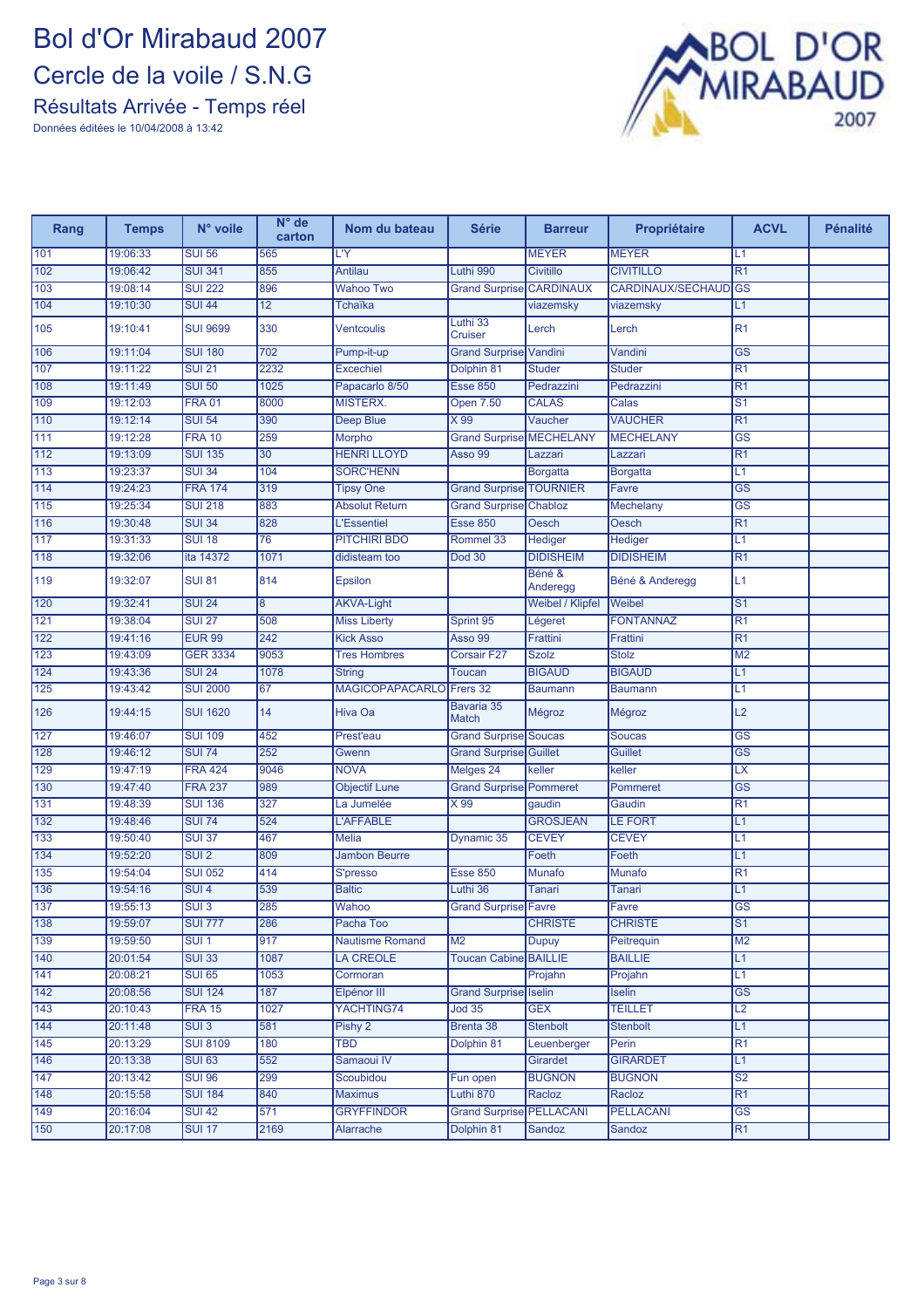# Bol d'Or Mirabaud 2007

## Cercle de la voile / S.N.G

### Résultats Arrivée - Temps réel

Données éditées le 10/04/2008 à 13:42

| Rang | Temps | N° voile | N° de carton | Nom du bateau | Série | Barreur | Propriétaire | ACVL | Pénalité |
|---|---|---|---|---|---|---|---|---|---|
| 101 | 19:06:33 | SUI 56 | 565 | L'Y | | MEYER | MEYER | L1 | |
| 102 | 19:06:42 | SUI 341 | 855 | Antilau | Luthi 990 | Civitillo | CIVITILLO | R1 | |
| 103 | 19:08:14 | SUI 222 | 896 | Wahoo Two | Grand Surprise | CARDINAUX | CARDINAUX/SECHAUD | GS | |
| 104 | 19:10:30 | SUI 44 | 12 | Tchaïka | | viazemsky | viazemsky | L1 | |
| 105 | 19:10:41 | SUI 9699 | 330 | Ventcoulis | Luthi 33 Cruiser | Lerch | Lerch | R1 | |
| 106 | 19:11:04 | SUI 180 | 702 | Pump-it-up | Grand Surprise | Vandini | Vandini | GS | |
| 107 | 19:11:22 | SUI 21 | 2232 | Excechiel | Dolphin 81 | Studer | Studer | R1 | |
| 108 | 19:11:49 | SUI 50 | 1025 | Papacarlo 8/50 | Esse 850 | Pedrazzini | Pedrazzini | R1 | |
| 109 | 19:12:03 | FRA 01 | 8000 | MISTERX. | Open 7.50 | CALAS | Calas | S1 | |
| 110 | 19:12:14 | SUI 54 | 390 | Deep Blue | X 99 | Vaucher | VAUCHER | R1 | |
| 111 | 19:12:28 | FRA 10 | 259 | Morpho | Grand Surprise | MECHELANY | MECHELANY | GS | |
| 112 | 19:13:09 | SUI 135 | 30 | HENRI LLOYD | Asso 99 | Lazzari | Lazzari | R1 | |
| 113 | 19:23:37 | SUI 34 | 104 | SORC'HENN | | Borgatta | Borgatta | L1 | |
| 114 | 19:24:23 | FRA 174 | 319 | Tipsy One | Grand Surprise | TOURNIER | Favre | GS | |
| 115 | 19:25:34 | SUI 218 | 883 | Absolut Return | Grand Surprise | Chabloz | Mechelany | GS | |
| 116 | 19:30:48 | SUI 34 | 828 | L'Essentiel | Esse 850 | Oesch | Oesch | R1 | |
| 117 | 19:31:33 | SUI 18 | 76 | PITCHIRI BDO | Rommel 33 | Hediger | Hediger | L1 | |
| 118 | 19:32:06 | ita 14372 | 1071 | didisteam too | Dod 30 | DIDISHEIM | DIDISHEIM | R1 | |
| 119 | 19:32:07 | SUI 81 | 814 | Epsilon | | Béné & Anderegg | Béné & Anderegg | L1 | |
| 120 | 19:32:41 | SUI 24 | 8 | AKVA-Light | | Weibel / Klipfel | Weibel | S1 | |
| 121 | 19:38:04 | SUI 27 | 508 | Miss Liberty | Sprint 95 | Légeret | FONTANNAZ | R1 | |
| 122 | 19:41:16 | EUR 99 | 242 | Kick Asso | Asso 99 | Frattini | Frattini | R1 | |
| 123 | 19:43:09 | GER 3334 | 9053 | Tres Hombres | Corsair F27 | Szolz | Stolz | M2 | |
| 124 | 19:43:36 | SUI 24 | 1078 | String | Toucan | BIGAUD | BIGAUD | L1 | |
| 125 | 19:43:42 | SUI 2000 | 67 | MAGICOPAPACARLO | Frers 32 | Baumann | Baumann | L1 | |
| 126 | 19:44:15 | SUI 1620 | 14 | Hiva Oa | Bavaria 35 Match | Mégroz | Mégroz | L2 | |
| 127 | 19:46:07 | SUI 109 | 452 | Prest'eau | Grand Surprise | Soucas | Soucas | GS | |
| 128 | 19:46:12 | SUI 74 | 252 | Gwenn | Grand Surprise | Guillet | Guillet | GS | |
| 129 | 19:47:19 | FRA 424 | 9046 | NOVA | Melges 24 | keller | keller | LX | |
| 130 | 19:47:40 | FRA 237 | 989 | Objectif Lune | Grand Surprise | Pommeret | Pommeret | GS | |
| 131 | 19:48:39 | SUI 136 | 327 | La Jumelée | X 99 | gaudin | Gaudin | R1 | |
| 132 | 19:48:46 | SUI 74 | 524 | L'AFFABLE | | GROSJEAN | LE FORT | L1 | |
| 133 | 19:50:40 | SUI 37 | 467 | Melia | Dynamic 35 | CEVEY | CEVEY | L1 | |
| 134 | 19:52:20 | SUI 2 | 809 | Jambon Beurre | | Foeth | Foeth | L1 | |
| 135 | 19:54:04 | SUI 052 | 414 | S'presso | Esse 850 | Munafo | Munafo | R1 | |
| 136 | 19:54:16 | SUI 4 | 539 | Baltic | Luthi 36 | Tanari | Tanari | L1 | |
| 137 | 19:55:13 | SUI 3 | 285 | Wahoo | Grand Surprise | Favre | Favre | GS | |
| 138 | 19:59:07 | SUI 777 | 286 | Pacha Too | | CHRISTE | CHRISTE | S1 | |
| 139 | 19:59:50 | SUI 1 | 917 | Nautisme Romand | M2 | Dupuy | Peitrequin | M2 | |
| 140 | 20:01:54 | SUI 33 | 1087 | LA CREOLE | Toucan Cabine | BAILLIE | BAILLIE | L1 | |
| 141 | 20:08:21 | SUI 65 | 1053 | Cormoran | | Projahn | Projahn | L1 | |
| 142 | 20:08:56 | SUI 124 | 187 | Elpénor III | Grand Surprise | Iselin | Iselin | GS | |
| 143 | 20:10:43 | FRA 15 | 1027 | YACHTING74 | Jod 35 | GEX | TEILLET | L2 | |
| 144 | 20:11:48 | SUI 3 | 581 | Pishy 2 | Brenta 38 | Stenbolt | Stenbolt | L1 | |
| 145 | 20:13:29 | SUI 8109 | 180 | TBD | Dolphin 81 | Leuenberger | Perin | R1 | |
| 146 | 20:13:38 | SUI 63 | 552 | Samaoui IV | | Girardet | GIRARDET | L1 | |
| 147 | 20:13:42 | SUI 96 | 299 | Scoubidou | Fun open | BUGNON | BUGNON | S2 | |
| 148 | 20:15:58 | SUI 184 | 840 | Maximus | Luthi 870 | Racloz | Racloz | R1 | |
| 149 | 20:16:04 | SUI 42 | 571 | GRYFFINDOR | Grand Surprise | PELLACANI | PELLACANI | GS | |
| 150 | 20:17:08 | SUI 17 | 2169 | Alarrache | Dolphin 81 | Sandoz | Sandoz | R1 | |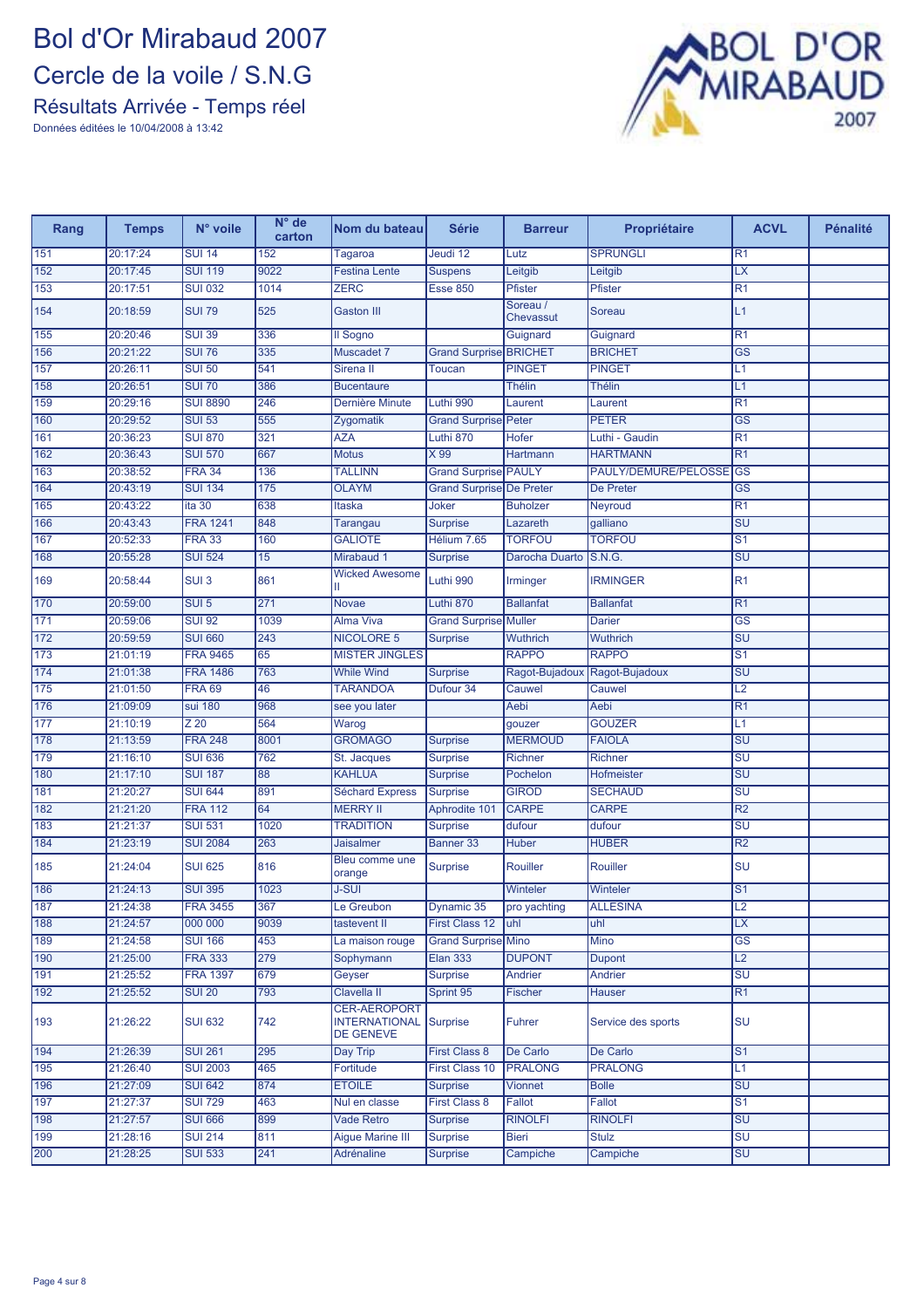# Bol d'Or Mirabaud 2007

## Cercle de la voile / S.N.G

### Résultats Arrivée - Temps réel

Données éditées le 10/04/2008 à 13:42

| Rang | Temps | N° voile | N° de carton | Nom du bateau | Série | Barreur | Propriétaire | ACVL | Pénalité |
|---|---|---|---|---|---|---|---|---|---|
| 151 | 20:17:24 | SUI 14 | 152 | Tagaroa | Jeudi 12 | Lutz | SPRUNGLI | R1 | |
| 152 | 20:17:45 | SUI 119 | 9022 | Festina Lente | Suspens | Leitgib | Leitgib | LX | |
| 153 | 20:17:51 | SUI 032 | 1014 | ZERC | Esse 850 | Pfister | Pfister | R1 | |
| 154 | 20:18:59 | SUI 79 | 525 | Gaston III | | Soreau / Chevassut | Soreau | L1 | |
| 155 | 20:20:46 | SUI 39 | 336 | Il Sogno | | Guignard | Guignard | R1 | |
| 156 | 20:21:22 | SUI 76 | 335 | Muscadet 7 | Grand Surprise | BRICHET | BRICHET | GS | |
| 157 | 20:26:11 | SUI 50 | 541 | Sirena II | Toucan | PINGET | PINGET | L1 | |
| 158 | 20:26:51 | SUI 70 | 386 | Bucentaure | | Thélin | Thélin | L1 | |
| 159 | 20:29:16 | SUI 8890 | 246 | Dernière Minute | Luthi 990 | Laurent | Laurent | R1 | |
| 160 | 20:29:52 | SUI 53 | 555 | Zygomatik | Grand Surprise | Peter | PETER | GS | |
| 161 | 20:36:23 | SUI 870 | 321 | AZA | Luthi 870 | Hofer | Luthi - Gaudin | R1 | |
| 162 | 20:36:43 | SUI 570 | 667 | Motus | X 99 | Hartmann | HARTMANN | R1 | |
| 163 | 20:38:52 | FRA 34 | 136 | TALLINN | Grand Surprise | PAULY | PAULY/DEMURE/PELOSSE | GS | |
| 164 | 20:43:19 | SUI 134 | 175 | OLAYM | Grand Surprise | De Preter | De Preter | GS | |
| 165 | 20:43:22 | ita 30 | 638 | Itaska | Joker | Buholzer | Neyroud | R1 | |
| 166 | 20:43:43 | FRA 1241 | 848 | Tarangau | Surprise | Lazareth | galliano | SU | |
| 167 | 20:52:33 | FRA 33 | 160 | GALIOTE | Hélium 7.65 | TORFOU | TORFOU | S1 | |
| 168 | 20:55:28 | SUI 524 | 15 | Mirabaud 1 | Surprise | Darocha Duarto | S.N.G. | SU | |
| 169 | 20:58:44 | SUI 3 | 861 | Wicked Awesome II | Luthi 990 | Irminger | IRMINGER | R1 | |
| 170 | 20:59:00 | SUI 5 | 271 | Novae | Luthi 870 | Ballanfat | Ballanfat | R1 | |
| 171 | 20:59:06 | SUI 92 | 1039 | Alma Viva | Grand Surprise | Muller | Darier | GS | |
| 172 | 20:59:59 | SUI 660 | 243 | NICOLORE 5 | Surprise | Wuthrich | Wuthrich | SU | |
| 173 | 21:01:19 | FRA 9465 | 65 | MISTER JINGLES | | RAPPO | RAPPO | S1 | |
| 174 | 21:01:38 | FRA 1486 | 763 | While Wind | Surprise | Ragot-Bujadoux | Ragot-Bujadoux | SU | |
| 175 | 21:01:50 | FRA 69 | 46 | TARANDOA | Dufour 34 | Cauwel | Cauwel | L2 | |
| 176 | 21:09:09 | sui 180 | 968 | see you later | | Aebi | Aebi | R1 | |
| 177 | 21:10:19 | Z 20 | 564 | Warog | | gouzer | GOUZER | L1 | |
| 178 | 21:13:59 | FRA 248 | 8001 | GROMAGO | Surprise | MERMOUD | FAIOLA | SU | |
| 179 | 21:16:10 | SUI 636 | 762 | St. Jacques | Surprise | Richner | Richner | SU | |
| 180 | 21:17:10 | SUI 187 | 88 | KAHLUA | Surprise | Pochelon | Hofmeister | SU | |
| 181 | 21:20:27 | SUI 644 | 891 | Séchard Express | Surprise | GIROD | SECHAUD | SU | |
| 182 | 21:21:20 | FRA 112 | 64 | MERRY II | Aphrodite 101 | CARPE | CARPE | R2 | |
| 183 | 21:21:37 | SUI 531 | 1020 | TRADITION | Surprise | dufour | dufour | SU | |
| 184 | 21:23:19 | SUI 2084 | 263 | Jaisalmer | Banner 33 | Huber | HUBER | R2 | |
| 185 | 21:24:04 | SUI 625 | 816 | Bleu comme une orange | Surprise | Rouiller | Rouiller | SU | |
| 186 | 21:24:13 | SUI 395 | 1023 | J-SUI | | Winteler | Winteler | S1 | |
| 187 | 21:24:38 | FRA 3455 | 367 | Le Greubon | Dynamic 35 | pro yachting | ALLESINA | L2 | |
| 188 | 21:24:57 | 000 000 | 9039 | tastevent II | First Class 12 | uhl | uhl | LX | |
| 189 | 21:24:58 | SUI 166 | 453 | La maison rouge | Grand Surprise | Mino | Mino | GS | |
| 190 | 21:25:00 | FRA 333 | 279 | Sophymann | Elan 333 | DUPONT | Dupont | L2 | |
| 191 | 21:25:52 | FRA 1397 | 679 | Geyser | Surprise | Andrier | Andrier | SU | |
| 192 | 21:25:52 | SUI 20 | 793 | Clavella II | Sprint 95 | Fischer | Hauser | R1 | |
| 193 | 21:26:22 | SUI 632 | 742 | CER-AEROPORT INTERNATIONAL DE GENEVE | Surprise | Fuhrer | Service des sports | SU | |
| 194 | 21:26:39 | SUI 261 | 295 | Day Trip | First Class 8 | De Carlo | De Carlo | S1 | |
| 195 | 21:26:40 | SUI 2003 | 465 | Fortitude | First Class 10 | PRALONG | PRALONG | L1 | |
| 196 | 21:27:09 | SUI 642 | 874 | ETOILE | Surprise | Vionnet | Bolle | SU | |
| 197 | 21:27:37 | SUI 729 | 463 | Nul en classe | First Class 8 | Fallot | Fallot | S1 | |
| 198 | 21:27:57 | SUI 666 | 899 | Vade Retro | Surprise | RINOLFI | RINOLFI | SU | |
| 199 | 21:28:16 | SUI 214 | 811 | Aigue Marine III | Surprise | Bieri | Stulz | SU | |
| 200 | 21:28:25 | SUI 533 | 241 | Adrénaline | Surprise | Campiche | Campiche | SU | |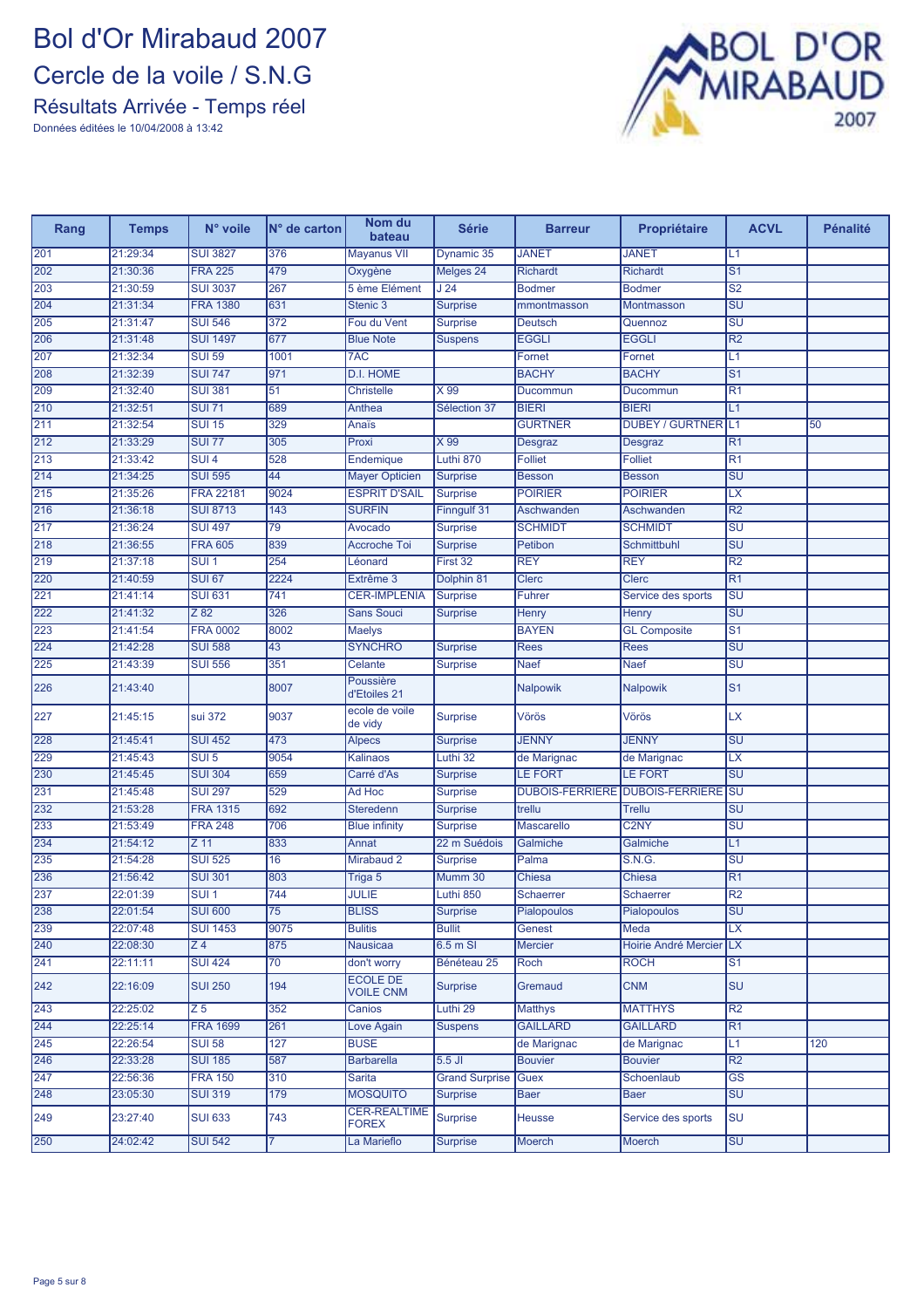# Bol d'Or Mirabaud 2007

## Cercle de la voile / S.N.G

### Résultats Arrivée - Temps réel

Données éditées le 10/04/2008 à 13:42

| Rang | Temps | N° voile | N° de carton | Nom du bateau | Série | Barreur | Propriétaire | ACVL | Pénalité |
|---|---|---|---|---|---|---|---|---|---|
| 201 | 21:29:34 | SUI 3827 | 376 | Mayanus VII | Dynamic 35 | JANET | JANET | L1 | |
| 202 | 21:30:36 | FRA 225 | 479 | Oxygène | Melges 24 | Richardt | Richardt | S1 | |
| 203 | 21:30:59 | SUI 3037 | 267 | 5 ème Elément | J 24 | Bodmer | Bodmer | S2 | |
| 204 | 21:31:34 | FRA 1380 | 631 | Stenic 3 | Surprise | mmontmasson | Montmasson | SU | |
| 205 | 21:31:47 | SUI 546 | 372 | Fou du Vent | Surprise | Deutsch | Quennoz | SU | |
| 206 | 21:31:48 | SUI 1497 | 677 | Blue Note | Suspens | EGGLI | EGGLI | R2 | |
| 207 | 21:32:34 | SUI 59 | 1001 | 7AC | | Fornet | Fornet | L1 | |
| 208 | 21:32:39 | SUI 747 | 971 | D.I. HOME | | BACHY | BACHY | S1 | |
| 209 | 21:32:40 | SUI 381 | 51 | Christelle | X 99 | Ducommun | Ducommun | R1 | |
| 210 | 21:32:51 | SUI 71 | 689 | Anthea | Sélection 37 | BIERI | BIERI | L1 | |
| 211 | 21:32:54 | SUI 15 | 329 | Anaïs | | GURTNER | DUBEY / GURTNER | L1 | 50 |
| 212 | 21:33:29 | SUI 77 | 305 | Proxi | X 99 | Desgraz | Desgraz | R1 | |
| 213 | 21:33:42 | SUI 4 | 528 | Endemique | Luthi 870 | Folliet | Folliet | R1 | |
| 214 | 21:34:25 | SUI 595 | 44 | Mayer Opticien | Surprise | Besson | Besson | SU | |
| 215 | 21:35:26 | FRA 22181 | 9024 | ESPRIT D'SAIL | Surprise | POIRIER | POIRIER | LX | |
| 216 | 21:36:18 | SUI 8713 | 143 | SURFIN | Finngulf 31 | Aschwanden | Aschwanden | R2 | |
| 217 | 21:36:24 | SUI 497 | 79 | Avocado | Surprise | SCHMIDT | SCHMIDT | SU | |
| 218 | 21:36:55 | FRA 605 | 839 | Accroche Toi | Surprise | Petibon | Schmittbuhl | SU | |
| 219 | 21:37:18 | SUI 1 | 254 | Léonard | First 32 | REY | REY | R2 | |
| 220 | 21:40:59 | SUI 67 | 2224 | Extrême 3 | Dolphin 81 | Clerc | Clerc | R1 | |
| 221 | 21:41:14 | SUI 631 | 741 | CER-IMPLENIA | Surprise | Fuhrer | Service des sports | SU | |
| 222 | 21:41:32 | Z 82 | 326 | Sans Souci | Surprise | Henry | Henry | SU | |
| 223 | 21:41:54 | FRA 0002 | 8002 | Maelys | | BAYEN | GL Composite | S1 | |
| 224 | 21:42:28 | SUI 588 | 43 | SYNCHRO | Surprise | Rees | Rees | SU | |
| 225 | 21:43:39 | SUI 556 | 351 | Celante | Surprise | Naef | Naef | SU | |
| 226 | 21:43:40 | | 8007 | Poussière d'Etoiles 21 | | Nalpowik | Nalpowik | S1 | |
| 227 | 21:45:15 | sui 372 | 9037 | ecole de voile de vidy | Surprise | Vörös | Vörös | LX | |
| 228 | 21:45:41 | SUI 452 | 473 | Alpecs | Surprise | JENNY | JENNY | SU | |
| 229 | 21:45:43 | SUI 5 | 9054 | Kalinaos | Luthi 32 | de Marignac | de Marignac | LX | |
| 230 | 21:45:45 | SUI 304 | 659 | Carré d'As | Surprise | LE FORT | LE FORT | SU | |
| 231 | 21:45:48 | SUI 297 | 529 | Ad Hoc | Surprise | DUBOIS-FERRIERE | DUBOIS-FERRIERE | SU | |
| 232 | 21:53:28 | FRA 1315 | 692 | Steredenn | Surprise | trellu | Trellu | SU | |
| 233 | 21:53:49 | FRA 248 | 706 | Blue infinity | Surprise | Mascarello | C2NY | SU | |
| 234 | 21:54:12 | Z 11 | 833 | Annat | 22 m Suédois | Galmiche | Galmiche | L1 | |
| 235 | 21:54:28 | SUI 525 | 16 | Mirabaud 2 | Surprise | Palma | S.N.G. | SU | |
| 236 | 21:56:42 | SUI 301 | 803 | Triga 5 | Mumm 30 | Chiesa | Chiesa | R1 | |
| 237 | 22:01:39 | SUI 1 | 744 | JULIE | Luthi 850 | Schaerrer | Schaerrer | R2 | |
| 238 | 22:01:54 | SUI 600 | 75 | BLISS | Surprise | Pialopoulos | Pialopoulos | SU | |
| 239 | 22:07:48 | SUI 1453 | 9075 | Bulitis | Bullit | Genest | Meda | LX | |
| 240 | 22:08:30 | Z 4 | 875 | Nausicaa | 6.5 m SI | Mercier | Hoirie André Mercier | LX | |
| 241 | 22:11:11 | SUI 424 | 70 | don't worry | Bénéteau 25 | Roch | ROCH | S1 | |
| 242 | 22:16:09 | SUI 250 | 194 | ECOLE DE VOILE CNM | Surprise | Gremaud | CNM | SU | |
| 243 | 22:25:02 | Z 5 | 352 | Canios | Luthi 29 | Matthys | MATTHYS | R2 | |
| 244 | 22:25:14 | FRA 1699 | 261 | Love Again | Suspens | GAILLARD | GAILLARD | R1 | |
| 245 | 22:26:54 | SUI 58 | 127 | BUSE | | de Marignac | de Marignac | L1 | 120 |
| 246 | 22:33:28 | SUI 185 | 587 | Barbarella | 5.5 JI | Bouvier | Bouvier | R2 | |
| 247 | 22:56:36 | FRA 150 | 310 | Sarita | Grand Surprise | Guex | Schoenlaub | GS | |
| 248 | 23:05:30 | SUI 319 | 179 | MOSQUITO | Surprise | Baer | Baer | SU | |
| 249 | 23:27:40 | SUI 633 | 743 | CER-REALTIME FOREX | Surprise | Heusse | Service des sports | SU | |
| 250 | 24:02:42 | SUI 542 | 7 | La Marieflo | Surprise | Moerch | Moerch | SU | |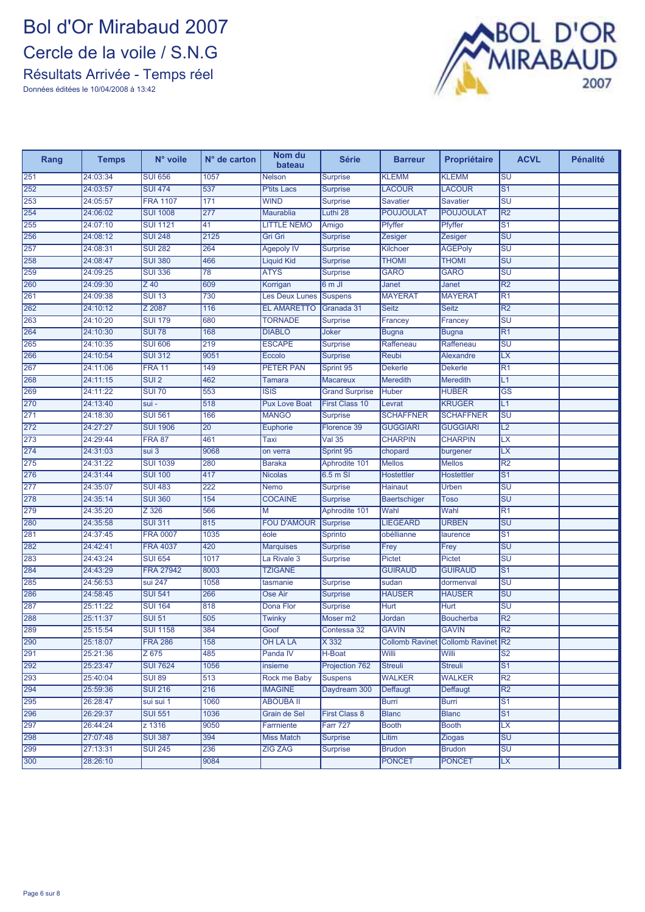# Bol d'Or Mirabaud 2007

## Cercle de la voile / S.N.G

### Résultats Arrivée - Temps réel

Données éditées le 10/04/2008 à 13:42

| Rang | Temps | N° voile | N° de carton | Nom du bateau | Série | Barreur | Propriétaire | ACVL | Pénalité |
|---|---|---|---|---|---|---|---|---|---|
| 251 | 24:03:34 | SUI 656 | 1057 | Nelson | Surprise | KLEMM | KLEMM | SU | |
| 252 | 24:03:57 | SUI 474 | 537 | P'tits Lacs | Surprise | LACOUR | LACOUR | S1 | |
| 253 | 24:05:57 | FRA 1107 | 171 | WIND | Surprise | Savatier | Savatier | SU | |
| 254 | 24:06:02 | SUI 1008 | 277 | Maurablia | Luthi 28 | POUJOULAT | POUJOULAT | R2 | |
| 255 | 24:07:10 | SUI 1121 | 41 | LITTLE NEMO | Amigo | Pfyffer | Pfyffer | S1 | |
| 256 | 24:08:12 | SUI 248 | 2125 | Gri Gri | Surprise | Zesiger | Zesiger | SU | |
| 257 | 24:08:31 | SUI 282 | 264 | Agepoly IV | Surprise | Kilchoer | AGEPoly | SU | |
| 258 | 24:08:47 | SUI 380 | 466 | Liquid Kid | Surprise | THOMI | THOMI | SU | |
| 259 | 24:09:25 | SUI 336 | 78 | ATYS | Surprise | GARO | GARO | SU | |
| 260 | 24:09:30 | Z 40 | 609 | Korrigan | 6 m JI | Janet | Janet | R2 | |
| 261 | 24:09:38 | SUI 13 | 730 | Les Deux Lunes | Suspens | MAYERAT | MAYERAT | R1 | |
| 262 | 24:10:12 | Z 2087 | 116 | EL AMARETTO | Granada 31 | Seitz | Seitz | R2 | |
| 263 | 24:10:20 | SUI 179 | 680 | TORNADE | Surprise | Francey | Francey | SU | |
| 264 | 24:10:30 | SUI 78 | 168 | DIABLO | Joker | Bugna | Bugna | R1 | |
| 265 | 24:10:35 | SUI 606 | 219 | ESCAPE | Surprise | Raffeneau | Raffeneau | SU | |
| 266 | 24:10:54 | SUI 312 | 9051 | Eccolo | Surprise | Reubi | Alexandre | LX | |
| 267 | 24:11:06 | FRA 11 | 149 | PETER PAN | Sprint 95 | Dekerle | Dekerle | R1 | |
| 268 | 24:11:15 | SUI 2 | 462 | Tamara | Macareux | Meredith | Meredith | L1 | |
| 269 | 24:11:22 | SUI 70 | 553 | ISIS | Grand Surprise | Huber | HUBER | GS | |
| 270 | 24:13:40 | sui - | 518 | Pux Love Boat | First Class 10 | Levrat | KRUGER | L1 | |
| 271 | 24:18:30 | SUI 561 | 166 | MANGO | Surprise | SCHAFFNER | SCHAFFNER | SU | |
| 272 | 24:27:27 | SUI 1906 | 20 | Euphorie | Florence 39 | GUGGIARI | GUGGIARI | L2 | |
| 273 | 24:29:44 | FRA 87 | 461 | Taxi | Val 35 | CHARPIN | CHARPIN | LX | |
| 274 | 24:31:03 | sui 3 | 9068 | on verra | Sprint 95 | chopard | burgener | LX | |
| 275 | 24:31:22 | SUI 1039 | 280 | Baraka | Aphrodite 101 | Mellos | Mellos | R2 | |
| 276 | 24:31:44 | SUI 100 | 417 | Nicolas | 6.5 m SI | Hostettler | Hostettler | S1 | |
| 277 | 24:35:07 | SUI 483 | 222 | Nemo | Surprise | Hainaut | Urben | SU | |
| 278 | 24:35:14 | SUI 360 | 154 | COCAINE | Surprise | Baertschiger | Toso | SU | |
| 279 | 24:35:20 | Z 326 | 566 | M | Aphrodite 101 | Wahl | Wahl | R1 | |
| 280 | 24:35:58 | SUI 311 | 815 | FOU D'AMOUR | Surprise | LIEGEARD | URBEN | SU | |
| 281 | 24:37:45 | FRA 0007 | 1035 | éole | Sprinto | obéllianne | laurence | S1 | |
| 282 | 24:42:41 | FRA 4037 | 420 | Marquises | Surprise | Frey | Frey | SU | |
| 283 | 24:43:24 | SUI 654 | 1017 | La Rivale 3 | Surprise | Pictet | Pictet | SU | |
| 284 | 24:43:29 | FRA 27942 | 8003 | TZIGANE | | GUIRAUD | GUIRAUD | S1 | |
| 285 | 24:56:53 | sui 247 | 1058 | tasmanie | Surprise | sudan | dormenval | SU | |
| 286 | 24:58:45 | SUI 541 | 266 | Ose Air | Surprise | HAUSER | HAUSER | SU | |
| 287 | 25:11:22 | SUI 164 | 818 | Dona Flor | Surprise | Hurt | Hurt | SU | |
| 288 | 25:11:37 | SUI 51 | 505 | Twinky | Moser m2 | Jordan | Boucherba | R2 | |
| 289 | 25:15:54 | SUI 1158 | 384 | Goof | Contessa 32 | GAVIN | GAVIN | R2 | |
| 290 | 25:18:07 | FRA 286 | 158 | OH LA LA | X 332 | Collomb Ravinet | Collomb Ravinet | R2 | |
| 291 | 25:21:36 | Z 675 | 485 | Panda IV | H-Boat | Willi | Willi | S2 | |
| 292 | 25:23:47 | SUI 7624 | 1056 | insieme | Projection 762 | Streuli | Streuli | S1 | |
| 293 | 25:40:04 | SUI 89 | 513 | Rock me Baby | Suspens | WALKER | WALKER | R2 | |
| 294 | 25:59:36 | SUI 216 | 216 | IMAGINE | Daydream 300 | Deffaugt | Deffaugt | R2 | |
| 295 | 26:28:47 | sui sui 1 | 1060 | ABOUBA II | | Burri | Burri | S1 | |
| 296 | 26:29:37 | SUI 551 | 1036 | Grain de Sel | First Class 8 | Blanc | Blanc | S1 | |
| 297 | 26:44:24 | z 1316 | 9050 | Farrniente | Farr 727 | Booth | Booth | LX | |
| 298 | 27:07:48 | SUI 387 | 394 | Miss Match | Surprise | Litim | Ziogas | SU | |
| 299 | 27:13:31 | SUI 245 | 236 | ZIG ZAG | Surprise | Brudon | Brudon | SU | |
| 300 | 28:26:10 | | 9084 | | | PONCET | PONCET | LX | |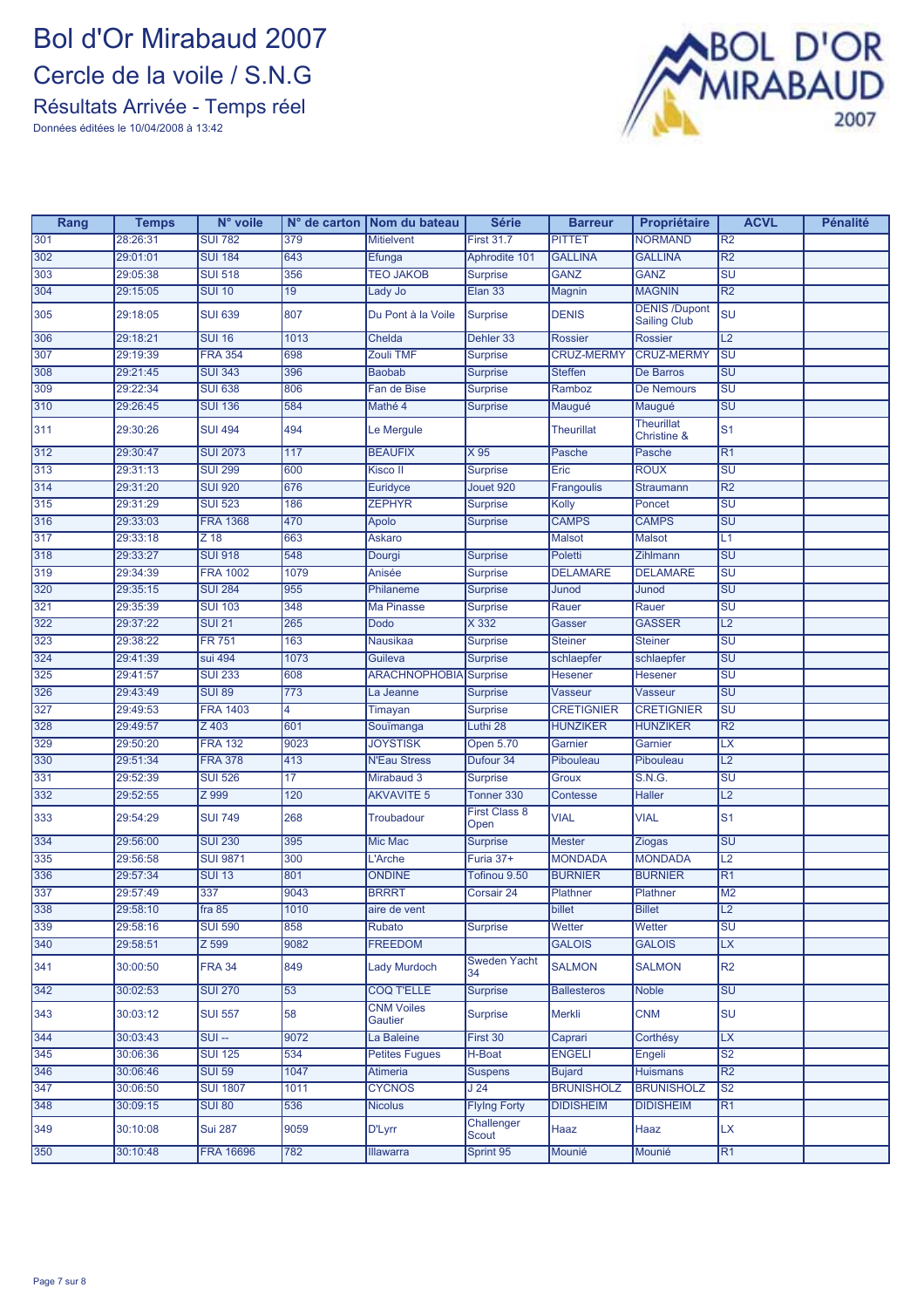# Bol d'Or Mirabaud 2007

## Cercle de la voile / S.N.G

### Résultats Arrivée - Temps réel

Données éditées le 10/04/2008 à 13:42

| Rang | Temps | N° voile | N° de carton | Nom du bateau | Série | Barreur | Propriétaire | ACVL | Pénalité |
|---|---|---|---|---|---|---|---|---|---|
| 301 | 28:26:31 | SUI 782 | 379 | Mitielvent | First 31.7 | PITTET | NORMAND | R2 | |
| 302 | 29:01:01 | SUI 184 | 643 | Efunga | Aphrodite 101 | GALLINA | GALLINA | R2 | |
| 303 | 29:05:38 | SUI 518 | 356 | TEO JAKOB | Surprise | GANZ | GANZ | SU | |
| 304 | 29:15:05 | SUI 10 | 19 | Lady Jo | Elan 33 | Magnin | MAGNIN | R2 | |
| 305 | 29:18:05 | SUI 639 | 807 | Du Pont à la Voile | Surprise | DENIS | DENIS /Dupont Sailing Club | SU | |
| 306 | 29:18:21 | SUI 16 | 1013 | Chelda | Dehler 33 | Rossier | Rossier | L2 | |
| 307 | 29:19:39 | FRA 354 | 698 | Zouli TMF | Surprise | CRUZ-MERMY | CRUZ-MERMY | SU | |
| 308 | 29:21:45 | SUI 343 | 396 | Baobab | Surprise | Steffen | De Barros | SU | |
| 309 | 29:22:34 | SUI 638 | 806 | Fan de Bise | Surprise | Ramboz | De Nemours | SU | |
| 310 | 29:26:45 | SUI 136 | 584 | Mathé 4 | Surprise | Maugué | Maugué | SU | |
| 311 | 29:30:26 | SUI 494 | 494 | Le Mergule | | Theurillat | Theurillat Christine & | S1 | |
| 312 | 29:30:47 | SUI 2073 | 117 | BEAUFIX | X 95 | Pasche | Pasche | R1 | |
| 313 | 29:31:13 | SUI 299 | 600 | Kisco II | Surprise | Eric | ROUX | SU | |
| 314 | 29:31:20 | SUI 920 | 676 | Euridyce | Jouet 920 | Frangoulis | Straumann | R2 | |
| 315 | 29:31:29 | SUI 523 | 186 | ZEPHYR | Surprise | Kolly | Poncet | SU | |
| 316 | 29:33:03 | FRA 1368 | 470 | Apolo | Surprise | CAMPS | CAMPS | SU | |
| 317 | 29:33:18 | Z 18 | 663 | Askaro | | Malsot | Malsot | L1 | |
| 318 | 29:33:27 | SUI 918 | 548 | Dourgi | Surprise | Poletti | Zihlmann | SU | |
| 319 | 29:34:39 | FRA 1002 | 1079 | Anisée | Surprise | DELAMARE | DELAMARE | SU | |
| 320 | 29:35:15 | SUI 284 | 955 | Philaneme | Surprise | Junod | Junod | SU | |
| 321 | 29:35:39 | SUI 103 | 348 | Ma Pinasse | Surprise | Rauer | Rauer | SU | |
| 322 | 29:37:22 | SUI 21 | 265 | Dodo | X 332 | Gasser | GASSER | L2 | |
| 323 | 29:38:22 | FR 751 | 163 | Nausikaa | Surprise | Steiner | Steiner | SU | |
| 324 | 29:41:39 | sui 494 | 1073 | Guileva | Surprise | schlaepfer | schlaepfer | SU | |
| 325 | 29:41:57 | SUI 233 | 608 | ARACHNOPHOBIA | Surprise | Hesener | Hesener | SU | |
| 326 | 29:43:49 | SUI 89 | 773 | La Jeanne | Surprise | Vasseur | Vasseur | SU | |
| 327 | 29:49:53 | FRA 1403 | 4 | Timayan | Surprise | CRETIGNIER | CRETIGNIER | SU | |
| 328 | 29:49:57 | Z 403 | 601 | Souïmanga | Luthi 28 | HUNZIKER | HUNZIKER | R2 | |
| 329 | 29:50:20 | FRA 132 | 9023 | JOYSTISK | Open 5.70 | Garnier | Garnier | LX | |
| 330 | 29:51:34 | FRA 378 | 413 | N'Eau Stress | Dufour 34 | Pibouleau | Pibouleau | L2 | |
| 331 | 29:52:39 | SUI 526 | 17 | Mirabaud 3 | Surprise | Groux | S.N.G. | SU | |
| 332 | 29:52:55 | Z 999 | 120 | AKVAVITE 5 | Tonner 330 | Contesse | Haller | L2 | |
| 333 | 29:54:29 | SUI 749 | 268 | Troubadour | First Class 8 Open | VIAL | VIAL | S1 | |
| 334 | 29:56:00 | SUI 230 | 395 | Mic Mac | Surprise | Mester | Ziogas | SU | |
| 335 | 29:56:58 | SUI 9871 | 300 | L'Arche | Furia 37+ | MONDADA | MONDADA | L2 | |
| 336 | 29:57:34 | SUI 13 | 801 | ONDINE | Tofinou 9.50 | BURNIER | BURNIER | R1 | |
| 337 | 29:57:49 | 337 | 9043 | BRRRT | Corsair 24 | Plathner | Plathner | M2 | |
| 338 | 29:58:10 | fra 85 | 1010 | aire de vent | | billet | Billet | L2 | |
| 339 | 29:58:16 | SUI 590 | 858 | Rubato | Surprise | Wetter | Wetter | SU | |
| 340 | 29:58:51 | Z 599 | 9082 | FREEDOM | | GALOIS | GALOIS | LX | |
| 341 | 30:00:50 | FRA 34 | 849 | Lady Murdoch | Sweden Yacht 34 | SALMON | SALMON | R2 | |
| 342 | 30:02:53 | SUI 270 | 53 | COQ T'ELLE | Surprise | Ballesteros | Noble | SU | |
| 343 | 30:03:12 | SUI 557 | 58 | CNM Voiles Gautier | Surprise | Merkli | CNM | SU | |
| 344 | 30:03:43 | SUI -- | 9072 | La Baleine | First 30 | Caprari | Corthésy | LX | |
| 345 | 30:06:36 | SUI 125 | 534 | Petites Fugues | H-Boat | ENGELI | Engeli | S2 | |
| 346 | 30:06:46 | SUI 59 | 1047 | Atimeria | Suspens | Bujard | Huismans | R2 | |
| 347 | 30:06:50 | SUI 1807 | 1011 | CYCNOS | J 24 | BRUNISHOLZ | BRUNISHOLZ | S2 | |
| 348 | 30:09:15 | SUI 80 | 536 | Nicolus | Flyng Forty | DIDISHEIM | DIDISHEIM | R1 | |
| 349 | 30:10:08 | Sui 287 | 9059 | D'Lyrr | Challenger Scout | Haaz | Haaz | LX | |
| 350 | 30:10:48 | FRA 16696 | 782 | Illawarra | Sprint 95 | Mounié | Mounié | R1 | |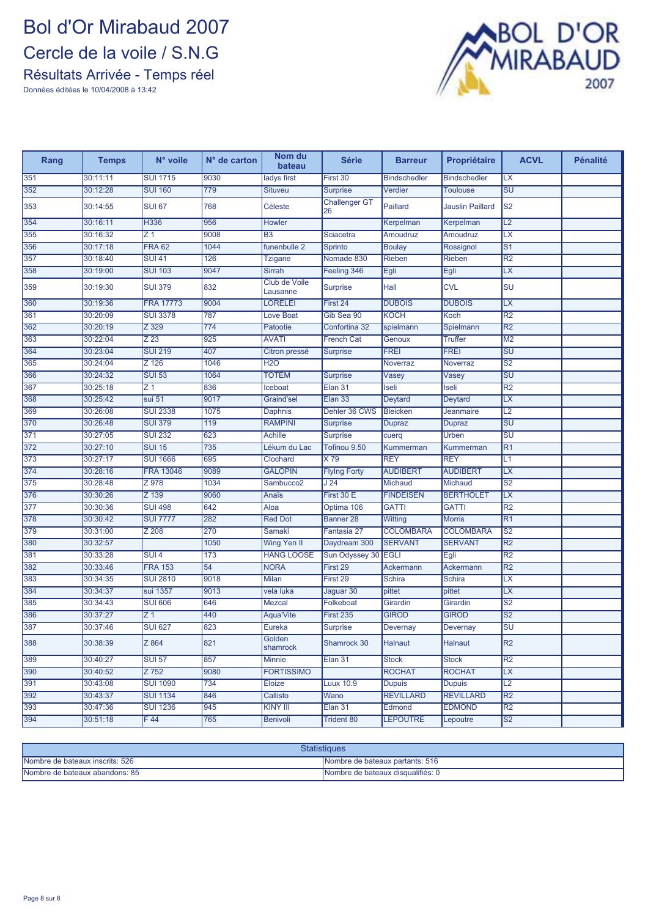# Bol d'Or Mirabaud 2007

## Cercle de la voile / S.N.G

### Résultats Arrivée - Temps réel

Données éditées le 10/04/2008 à 13:42

| Rang | Temps | N° voile | N° de carton | Nom du bateau | Série | Barreur | Propriétaire | ACVL | Pénalité |
|---|---|---|---|---|---|---|---|---|---|
| 351 | 30:11:11 | SUI 1715 | 9030 | ladys first | First 30 | Bindschedler | Bindschedler | LX | |
| 352 | 30:12:28 | SUI 160 | 779 | Situveu | Surprise | Verdier | Toulouse | SU | |
| 353 | 30:14:55 | SUI 67 | 768 | Céleste | Challenger GT 26 | Paillard | Jauslin Paillard | S2 | |
| 354 | 30:16:11 | H336 | 956 | Howler | | Kerpelman | Kerpelman | L2 | |
| 355 | 30:16:32 | Z 1 | 9008 | B3 | Sciacetra | Amoudruz | Amoudruz | LX | |
| 356 | 30:17:18 | FRA 62 | 1044 | funenbulle 2 | Sprinto | Boulay | Rossignol | S1 | |
| 357 | 30:18:40 | SUI 41 | 126 | Tzigane | Nomade 830 | Rieben | Rieben | R2 | |
| 358 | 30:19:00 | SUI 103 | 9047 | Sirrah | Feeling 346 | Egli | Egli | LX | |
| 359 | 30:19:30 | SUI 379 | 832 | Club de Voile Lausanne | Surprise | Hall | CVL | SU | |
| 360 | 30:19:36 | FRA 17773 | 9004 | LORELEI | First 24 | DUBOIS | DUBOIS | LX | |
| 361 | 30:20:09 | SUI 3378 | 787 | Love Boat | Gib Sea 90 | KOCH | Koch | R2 | |
| 362 | 30:20:19 | Z 329 | 774 | Patootie | Confortina 32 | spielmann | Spielmann | R2 | |
| 363 | 30:22:04 | Z 23 | 925 | AVATI | French Cat | Genoux | Truffer | M2 | |
| 364 | 30:23:04 | SUI 219 | 407 | Citron pressé | Surprise | FREI | FREI | SU | |
| 365 | 30:24:04 | Z 126 | 1046 | H2O | | Noverraz | Noverraz | S2 | |
| 366 | 30:24:32 | SUI 53 | 1064 | TOTEM | Surprise | Vasey | Vasey | SU | |
| 367 | 30:25:18 | Z 1 | 836 | Iceboat | Elan 31 | Iseli | Iseli | R2 | |
| 368 | 30:25:42 | sui 51 | 9017 | Graind'sel | Elan 33 | Deytard | Deytard | LX | |
| 369 | 30:26:08 | SUI 2338 | 1075 | Daphnis | Dehler 36 CWS | Bleicken | Jeanmaire | L2 | |
| 370 | 30:26:48 | SUI 379 | 119 | RAMPINI | Surprise | Dupraz | Dupraz | SU | |
| 371 | 30:27:05 | SUI 232 | 623 | Achille | Surprise | cuerq | Urben | SU | |
| 372 | 30:27:10 | SUI 15 | 735 | Lékum du Lac | Tofinou 9.50 | Kummerman | Kummerman | R1 | |
| 373 | 30:27:17 | SUI 1666 | 695 | Clochard | X 79 | REY | REY | L1 | |
| 374 | 30:28:16 | FRA 13046 | 9089 | GALOPIN | FlyIng Forty | AUDIBERT | AUDIBERT | LX | |
| 375 | 30:28:48 | Z 978 | 1034 | Sambucco2 | J 24 | Michaud | Michaud | S2 | |
| 376 | 30:30:26 | Z 139 | 9060 | Anaïs | First 30 E | FINDEISEN | BERTHOLET | LX | |
| 377 | 30:30:36 | SUI 498 | 642 | Aloa | Optima 106 | GATTI | GATTI | R2 | |
| 378 | 30:30:42 | SUI 7777 | 282 | Red Dot | Banner 28 | Witting | Morris | R1 | |
| 379 | 30:31:00 | Z 208 | 270 | Samaki | Fantasia 27 | COLOMBARA | COLOMBARA | S2 | |
| 380 | 30:32:57 | | 1050 | Wing Yen II | Daydream 300 | SERVANT | SERVANT | R2 | |
| 381 | 30:33:28 | SUI 4 | 173 | HANG LOOSE | Sun Odyssey 30 | EGLI | Egli | R2 | |
| 382 | 30:33:46 | FRA 153 | 54 | NORA | First 29 | Ackermann | Ackermann | R2 | |
| 383 | 30:34:35 | SUI 2810 | 9018 | Milan | First 29 | Schira | Schira | LX | |
| 384 | 30:34:37 | sui 1357 | 9013 | vela luka | Jaguar 30 | pittet | pittet | LX | |
| 385 | 30:34:43 | SUI 606 | 646 | Mezcal | Folkeboat | Girardin | Girardin | S2 | |
| 386 | 30:37:27 | Z 1 | 440 | Aqua'Vite | First 235 | GIROD | GIROD | S2 | |
| 387 | 30:37:46 | SUI 627 | 823 | Eureka | Surprise | Devernay | Devernay | SU | |
| 388 | 30:38:39 | Z 864 | 821 | Golden shamrock | Shamrock 30 | Halnaut | Halnaut | R2 | |
| 389 | 30:40:27 | SUI 57 | 857 | Minnie | Elan 31 | Stock | Stock | R2 | |
| 390 | 30:40:52 | Z 752 | 9080 | FORTISSIMO | | ROCHAT | ROCHAT | LX | |
| 391 | 30:43:08 | SUI 1090 | 734 | Eloize | Luux 10.9 | Dupuis | Dupuis | L2 | |
| 392 | 30:43:37 | SUI 1134 | 846 | Callisto | Wano | REVILLARD | REVILLARD | R2 | |
| 393 | 30:47:36 | SUI 1236 | 945 | KINY III | Elan 31 | Edmond | EDMOND | R2 | |
| 394 | 30:51:18 | F 44 | 765 | Benivoli | Trident 80 | LEPOUTRE | Lepoutre | S2 | |

| Statistiques | |
|---|---|
| Nombre de bateaux inscrits: 526 | Nombre de bateaux partants: 516 |
| Nombre de bateaux abandons: 85 | Nombre de bateaux disqualifiés: 0 |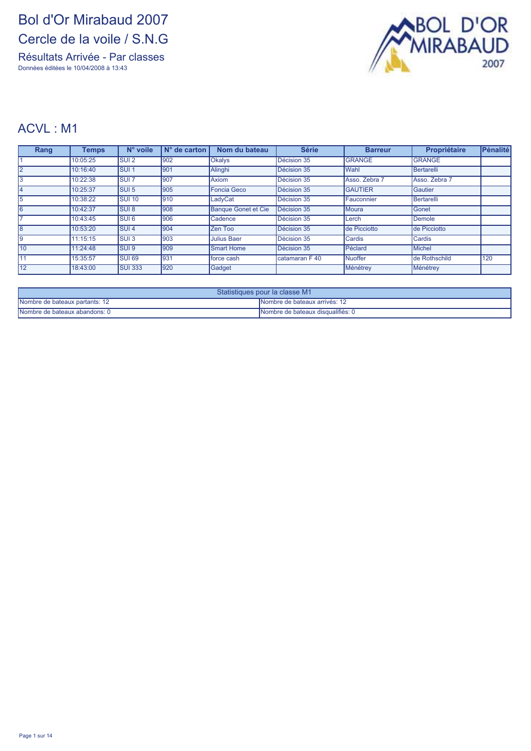# Bol d'Or Mirabaud 2007

## Cercle de la voile / S.N.G

### Résultats Arrivée - Par classes

Données éditées le 10/04/2008 à 13:43

## ACVL : M1

| Rang | Temps | N° voile | N° de carton | Nom du bateau | Série | Barreur | Propriétaire | Pénalité |
|---|---|---|---|---|---|---|---|---|
| 1 | 10:05:25 | SUI 2 | 902 | Okalys | Décision 35 | GRANGE | GRANGE | |
| 2 | 10:16:40 | SUI 1 | 901 | Alinghi | Décision 35 | Wahl | Bertarelli | |
| 3 | 10:22:38 | SUI 7 | 907 | Axiom | Décision 35 | Asso. Zebra 7 | Asso. Zebra 7 | |
| 4 | 10:25:37 | SUI 5 | 905 | Foncia Geco | Décision 35 | GAUTIER | Gautier | |
| 5 | 10:38:22 | SUI 10 | 910 | LadyCat | Décision 35 | Fauconnier | Bertarelli | |
| 6 | 10:42:37 | SUI 8 | 908 | Banque Gonet et Cie | Décision 35 | Moura | Gonet | |
| 7 | 10:43:45 | SUI 6 | 906 | Cadence | Décision 35 | Lerch | Demole | |
| 8 | 10:53:20 | SUI 4 | 904 | Zen Too | Décision 35 | de Picciotto | de Picciotto | |
| 9 | 11:15:15 | SUI 3 | 903 | Julius Baer | Décision 35 | Cardis | Cardis | |
| 10 | 11:24:48 | SUI 9 | 909 | Smart Home | Décision 35 | Péclard | Michel | |
| 11 | 15:35:57 | SUI 69 | 931 | force cash | catamaran F 40 | Nuoffer | de Rothschild | 120 |
| 12 | 18:43:00 | SUI 333 | 920 | Gadget | | Ménétrey | Ménétrey | |

| Statistiques pour la classe M1 | |
|---|---|
| Nombre de bateaux partants: 12 | Nombre de bateaux arrivés: 12 |
| Nombre de bateaux abandons: 0 | Nombre de bateaux disqualifiés: 0 |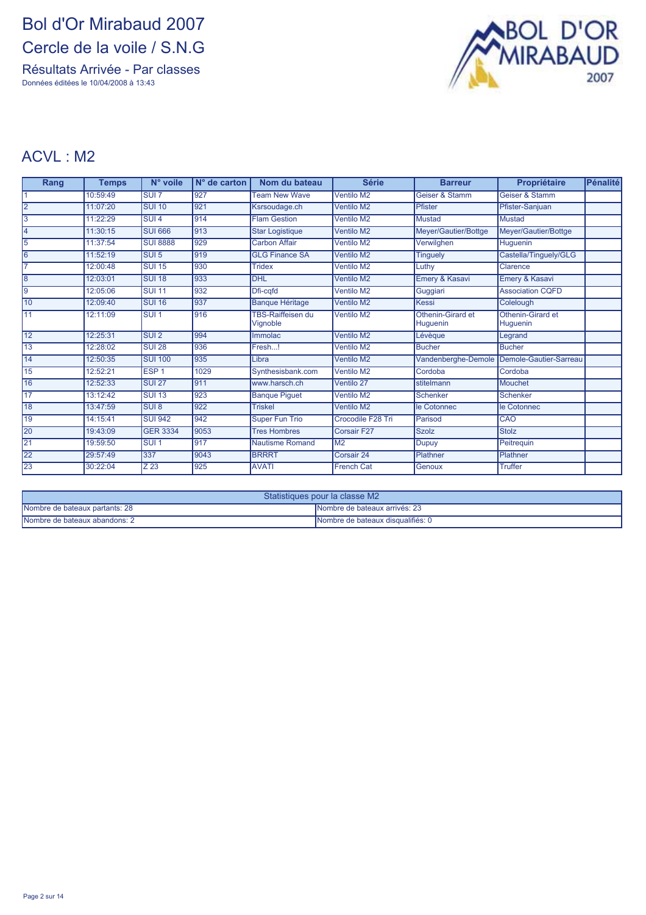# Bol d'Or Mirabaud 2007

## Cercle de la voile / S.N.G

### Résultats Arrivée - Par classes

Données éditées le 10/04/2008 à 13:43

BOL D'OR MIRABAUD 2007

## ACVL : M2

| Rang | Temps | N° voile | N° de carton | Nom du bateau | Série | Barreur | Propriétaire | Pénalité |
|---|---|---|---|---|---|---|---|---|
| 1 | 10:59:49 | SUI 7 | 927 | Team New Wave | Ventilo M2 | Geiser & Stamm | Geiser & Stamm | |
| 2 | 11:07:20 | SUI 10 | 921 | Ksrsoudage.ch | Ventilo M2 | Pfister | Pfister-Sanjuan | |
| 3 | 11:22:29 | SUI 4 | 914 | Flam Gestion | Ventilo M2 | Mustad | Mustad | |
| 4 | 11:30:15 | SUI 666 | 913 | Star Logistique | Ventilo M2 | Meyer/Gautier/Bottge | Meyer/Gautier/Bottge | |
| 5 | 11:37:54 | SUI 8888 | 929 | Carbon Affair | Ventilo M2 | Verwilghen | Huguenin | |
| 6 | 11:52:19 | SUI 5 | 919 | GLG Finance SA | Ventilo M2 | Tinguely | Castella/Tinguely/GLG | |
| 7 | 12:00:48 | SUI 15 | 930 | Tridex | Ventilo M2 | Luthy | Clarence | |
| 8 | 12:03:01 | SUI 18 | 933 | DHL | Ventilo M2 | Emery & Kasavi | Emery & Kasavi | |
| 9 | 12:05:06 | SUI 11 | 932 | Dfi-cqfd | Ventilo M2 | Guggiari | Association CQFD | |
| 10 | 12:09:40 | SUI 16 | 937 | Banque Héritage | Ventilo M2 | Kessi | Colelough | |
| 11 | 12:11:09 | SUI 1 | 916 | TBS-Raiffeisen du Vignoble | Ventilo M2 | Othenin-Girard et Huguenin | Othenin-Girard et Huguenin | |
| 12 | 12:25:31 | SUI 2 | 994 | Immolac | Ventilo M2 | Lévèque | Legrand | |
| 13 | 12:28:02 | SUI 28 | 936 | Fresh...! | Ventilo M2 | Bucher | Bucher | |
| 14 | 12:50:35 | SUI 100 | 935 | Libra | Ventilo M2 | Vandenberghe-Demole | Demole-Gautier-Sarreau | |
| 15 | 12:52:21 | ESP 1 | 1029 | Synthesisbank.com | Ventilo M2 | Cordoba | Cordoba | |
| 16 | 12:52:33 | SUI 27 | 911 | www.harsch.ch | Ventilo 27 | stitelmann | Mouchet | |
| 17 | 13:12:42 | SUI 13 | 923 | Banque Piguet | Ventilo M2 | Schenker | Schenker | |
| 18 | 13:47:59 | SUI 8 | 922 | Triskel | Ventilo M2 | le Cotonnec | le Cotonnec | |
| 19 | 14:15:41 | SUI 942 | 942 | Super Fun Trio | Crocodile F28 Tri | Parisod | CAO | |
| 20 | 19:43:09 | GER 3334 | 9053 | Tres Hombres | Corsair F27 | Szolz | Stolz | |
| 21 | 19:59:50 | SUI 1 | 917 | Nautisme Romand | M2 | Dupuy | Peitrequin | |
| 22 | 29:57:49 | 337 | 9043 | BRRRT | Corsair 24 | Plathner | Plathner | |
| 23 | 30:22:04 | Z 23 | 925 | AVATI | French Cat | Genoux | Truffer | |

| Statistiques pour la classe M2 | |
|---|---|
| Nombre de bateaux partants: 28 | Nombre de bateaux arrivés: 23 |
| Nombre de bateaux abandons: 2 | Nombre de bateaux disqualifiés: 0 |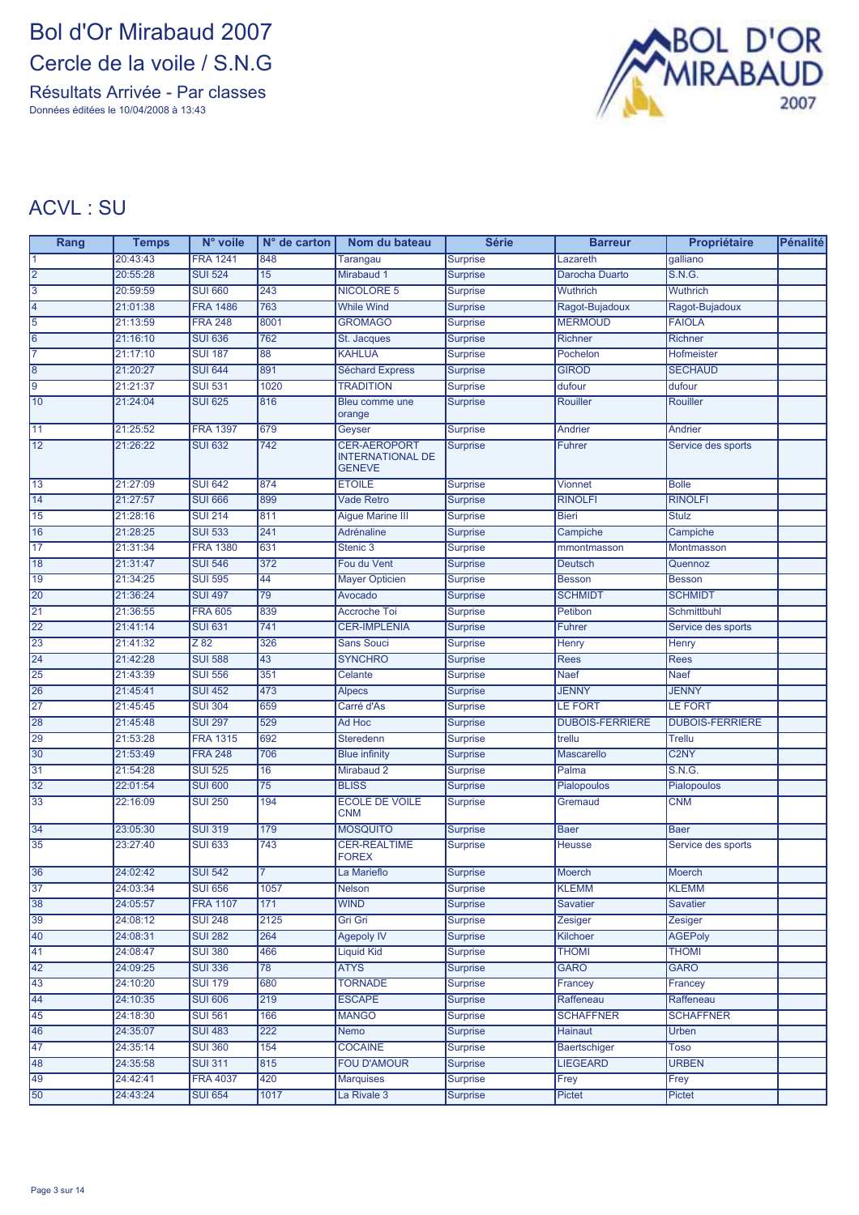# Bol d'Or Mirabaud 2007

## Cercle de la voile / S.N.G

### Résultats Arrivée - Par classes

Données éditées le 10/04/2008 à 13:43

## ACVL : SU

| Rang | Temps | N° voile | N° de carton | Nom du bateau | Série | Barreur | Propriétaire | Pénalité |
|---|---|---|---|---|---|---|---|---|
| 1 | 20:43:43 | FRA 1241 | 848 | Tarangau | Surprise | Lazareth | galliano | |
| 2 | 20:55:28 | SUI 524 | 15 | Mirabaud 1 | Surprise | Darocha Duarto | S.N.G. | |
| 3 | 20:59:59 | SUI 660 | 243 | NICOLORE 5 | Surprise | Wuthrich | Wuthrich | |
| 4 | 21:01:38 | FRA 1486 | 763 | While Wind | Surprise | Ragot-Bujadoux | Ragot-Bujadoux | |
| 5 | 21:13:59 | FRA 248 | 8001 | GROMAGO | Surprise | MERMOUD | FAIOLA | |
| 6 | 21:16:10 | SUI 636 | 762 | St. Jacques | Surprise | Richner | Richner | |
| 7 | 21:17:10 | SUI 187 | 88 | KAHLUA | Surprise | Pochelon | Hofmeister | |
| 8 | 21:20:27 | SUI 644 | 891 | Séchard Express | Surprise | GIROD | SECHAUD | |
| 9 | 21:21:37 | SUI 531 | 1020 | TRADITION | Surprise | dufour | dufour | |
| 10 | 21:24:04 | SUI 625 | 816 | Bleu comme une orange | Surprise | Rouiller | Rouiller | |
| 11 | 21:25:52 | FRA 1397 | 679 | Geyser | Surprise | Andrier | Andrier | |
| 12 | 21:26:22 | SUI 632 | 742 | CER-AEROPORT INTERNATIONAL DE GENEVE | Surprise | Fuhrer | Service des sports | |
| 13 | 21:27:09 | SUI 642 | 874 | ETOILE | Surprise | Vionnet | Bolle | |
| 14 | 21:27:57 | SUI 666 | 899 | Vade Retro | Surprise | RINOLFI | RINOLFI | |
| 15 | 21:28:16 | SUI 214 | 811 | Aigue Marine III | Surprise | Bieri | Stulz | |
| 16 | 21:28:25 | SUI 533 | 241 | Adrénaline | Surprise | Campiche | Campiche | |
| 17 | 21:31:34 | FRA 1380 | 631 | Stenic 3 | Surprise | mmontmasson | Montmasson | |
| 18 | 21:31:47 | SUI 546 | 372 | Fou du Vent | Surprise | Deutsch | Quennoz | |
| 19 | 21:34:25 | SUI 595 | 44 | Mayer Opticien | Surprise | Besson | Besson | |
| 20 | 21:36:24 | SUI 497 | 79 | Avocado | Surprise | SCHMIDT | SCHMIDT | |
| 21 | 21:36:55 | FRA 605 | 839 | Accroche Toi | Surprise | Petibon | Schmittbuhl | |
| 22 | 21:41:14 | SUI 631 | 741 | CER-IMPLENIA | Surprise | Fuhrer | Service des sports | |
| 23 | 21:41:32 | Z 82 | 326 | Sans Souci | Surprise | Henry | Henry | |
| 24 | 21:42:28 | SUI 588 | 43 | SYNCHRO | Surprise | Rees | Rees | |
| 25 | 21:43:39 | SUI 556 | 351 | Celante | Surprise | Naef | Naef | |
| 26 | 21:45:41 | SUI 452 | 473 | Alpecs | Surprise | JENNY | JENNY | |
| 27 | 21:45:45 | SUI 304 | 659 | Carré d'As | Surprise | LE FORT | LE FORT | |
| 28 | 21:45:48 | SUI 297 | 529 | Ad Hoc | Surprise | DUBOIS-FERRIERE | DUBOIS-FERRIERE | |
| 29 | 21:53:28 | FRA 1315 | 692 | Steredenn | Surprise | trellu | Trellu | |
| 30 | 21:53:49 | FRA 248 | 706 | Blue infinity | Surprise | Mascarello | C2NY | |
| 31 | 21:54:28 | SUI 525 | 16 | Mirabaud 2 | Surprise | Palma | S.N.G. | |
| 32 | 22:01:54 | SUI 600 | 75 | BLISS | Surprise | Pialopoulos | Pialopoulos | |
| 33 | 22:16:09 | SUI 250 | 194 | ECOLE DE VOILE CNM | Surprise | Gremaud | CNM | |
| 34 | 23:05:30 | SUI 319 | 179 | MOSQUITO | Surprise | Baer | Baer | |
| 35 | 23:27:40 | SUI 633 | 743 | CER-REALTIME FOREX | Surprise | Heusse | Service des sports | |
| 36 | 24:02:42 | SUI 542 | 7 | La Marieflo | Surprise | Moerch | Moerch | |
| 37 | 24:03:34 | SUI 656 | 1057 | Nelson | Surprise | KLEMM | KLEMM | |
| 38 | 24:05:57 | FRA 1107 | 171 | WIND | Surprise | Savatier | Savatier | |
| 39 | 24:08:12 | SUI 248 | 2125 | Gri Gri | Surprise | Zesiger | Zesiger | |
| 40 | 24:08:31 | SUI 282 | 264 | Agepoly IV | Surprise | Kilchoer | AGEPoly | |
| 41 | 24:08:47 | SUI 380 | 466 | Liquid Kid | Surprise | THOMI | THOMI | |
| 42 | 24:09:25 | SUI 336 | 78 | ATYS | Surprise | GARO | GARO | |
| 43 | 24:10:20 | SUI 179 | 680 | TORNADE | Surprise | Francey | Francey | |
| 44 | 24:10:35 | SUI 606 | 219 | ESCAPE | Surprise | Raffeneau | Raffeneau | |
| 45 | 24:18:30 | SUI 561 | 166 | MANGO | Surprise | SCHAFFNER | SCHAFFNER | |
| 46 | 24:35:07 | SUI 483 | 222 | Nemo | Surprise | Hainaut | Urben | |
| 47 | 24:35:14 | SUI 360 | 154 | COCAINE | Surprise | Baertschiger | Toso | |
| 48 | 24:35:58 | SUI 311 | 815 | FOU D'AMOUR | Surprise | LIEGEARD | URBEN | |
| 49 | 24:42:41 | FRA 4037 | 420 | Marquises | Surprise | Frey | Frey | |
| 50 | 24:43:24 | SUI 654 | 1017 | La Rivale 3 | Surprise | Pictet | Pictet | |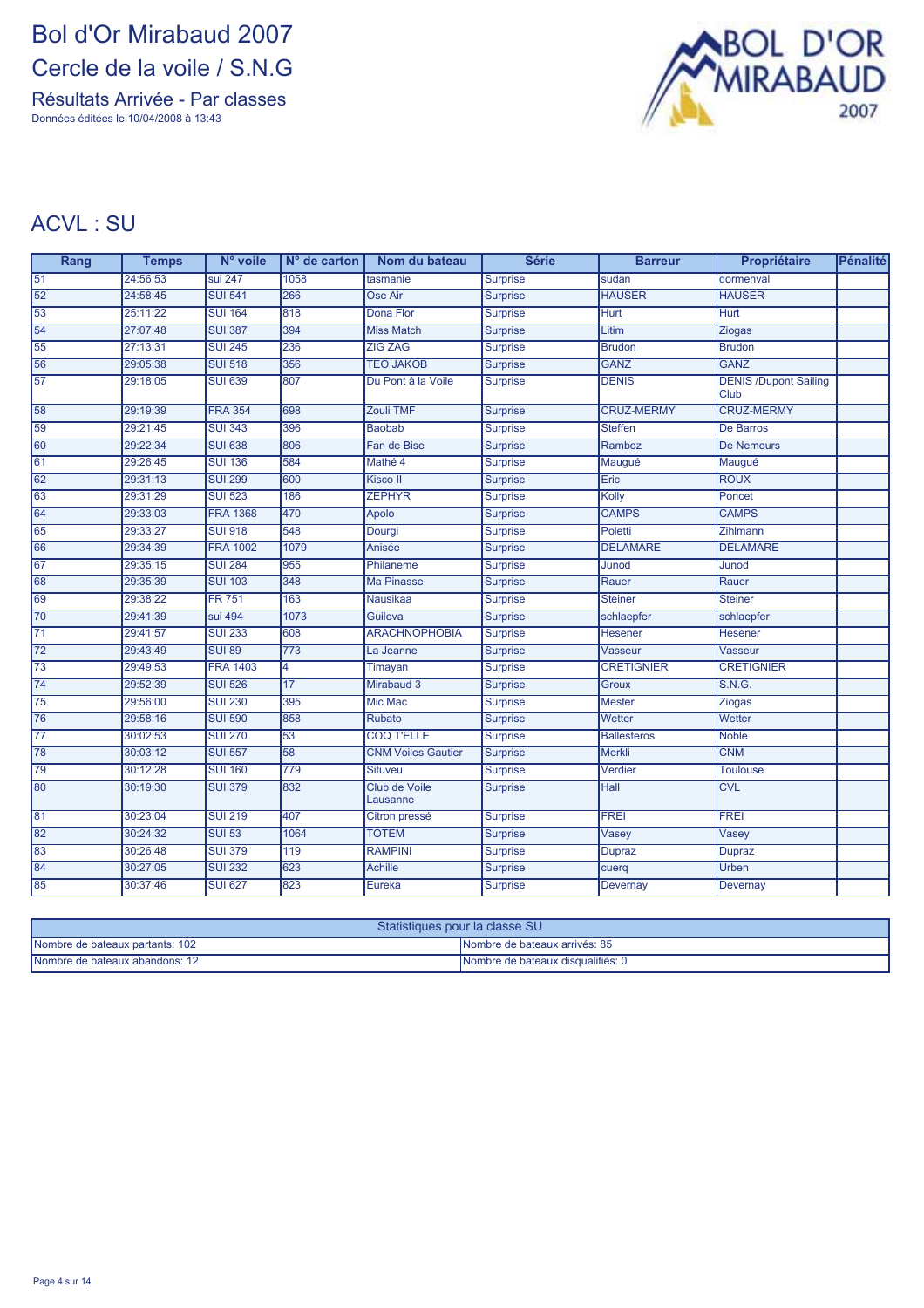# Bol d'Or Mirabaud 2007

## Cercle de la voile / S.N.G

### Résultats Arrivée - Par classes

Données éditées le 10/04/2008 à 13:43

## ACVL : SU

| Rang | Temps | N° voile | N° de carton | Nom du bateau | Série | Barreur | Propriétaire | Pénalité |
|---|---|---|---|---|---|---|---|---|
| 51 | 24:56:53 | sui 247 | 1058 | tasmanie | Surprise | sudan | dormenval | |
| 52 | 24:58:45 | SUI 541 | 266 | Ose Air | Surprise | HAUSER | HAUSER | |
| 53 | 25:11:22 | SUI 164 | 818 | Dona Flor | Surprise | Hurt | Hurt | |
| 54 | 27:07:48 | SUI 387 | 394 | Miss Match | Surprise | Litim | Ziogas | |
| 55 | 27:13:31 | SUI 245 | 236 | ZIG ZAG | Surprise | Brudon | Brudon | |
| 56 | 29:05:38 | SUI 518 | 356 | TEO JAKOB | Surprise | GANZ | GANZ | |
| 57 | 29:18:05 | SUI 639 | 807 | Du Pont à la Voile | Surprise | DENIS | DENIS /Dupont Sailing Club | |
| 58 | 29:19:39 | FRA 354 | 698 | Zouli TMF | Surprise | CRUZ-MERMY | CRUZ-MERMY | |
| 59 | 29:21:45 | SUI 343 | 396 | Baobab | Surprise | Steffen | De Barros | |
| 60 | 29:22:34 | SUI 638 | 806 | Fan de Bise | Surprise | Ramboz | De Nemours | |
| 61 | 29:26:45 | SUI 136 | 584 | Mathé 4 | Surprise | Maugué | Maugué | |
| 62 | 29:31:13 | SUI 299 | 600 | Kisco II | Surprise | Eric | ROUX | |
| 63 | 29:31:29 | SUI 523 | 186 | ZEPHYR | Surprise | Kolly | Poncet | |
| 64 | 29:33:03 | FRA 1368 | 470 | Apolo | Surprise | CAMPS | CAMPS | |
| 65 | 29:33:27 | SUI 918 | 548 | Dourgi | Surprise | Poletti | Zihlmann | |
| 66 | 29:34:39 | FRA 1002 | 1079 | Anisée | Surprise | DELAMARE | DELAMARE | |
| 67 | 29:35:15 | SUI 284 | 955 | Philaneme | Surprise | Junod | Junod | |
| 68 | 29:35:39 | SUI 103 | 348 | Ma Pinasse | Surprise | Rauer | Rauer | |
| 69 | 29:38:22 | FR 751 | 163 | Nausikaa | Surprise | Steiner | Steiner | |
| 70 | 29:41:39 | sui 494 | 1073 | Guileva | Surprise | schlaepfer | schlaepfer | |
| 71 | 29:41:57 | SUI 233 | 608 | ARACHNOPHOBIA | Surprise | Hesener | Hesener | |
| 72 | 29:43:49 | SUI 89 | 773 | La Jeanne | Surprise | Vasseur | Vasseur | |
| 73 | 29:49:53 | FRA 1403 | 4 | Timayan | Surprise | CRETIGNIER | CRETIGNIER | |
| 74 | 29:52:39 | SUI 526 | 17 | Mirabaud 3 | Surprise | Groux | S.N.G. | |
| 75 | 29:56:00 | SUI 230 | 395 | Mic Mac | Surprise | Mester | Ziogas | |
| 76 | 29:58:16 | SUI 590 | 858 | Rubato | Surprise | Wetter | Wetter | |
| 77 | 30:02:53 | SUI 270 | 53 | COQ T'ELLE | Surprise | Ballesteros | Noble | |
| 78 | 30:03:12 | SUI 557 | 58 | CNM Voiles Gautier | Surprise | Merkli | CNM | |
| 79 | 30:12:28 | SUI 160 | 779 | Situveu | Surprise | Verdier | Toulouse | |
| 80 | 30:19:30 | SUI 379 | 832 | Club de Voile Lausanne | Surprise | Hall | CVL | |
| 81 | 30:23:04 | SUI 219 | 407 | Citron pressé | Surprise | FREI | FREI | |
| 82 | 30:24:32 | SUI 53 | 1064 | TOTEM | Surprise | Vasey | Vasey | |
| 83 | 30:26:48 | SUI 379 | 119 | RAMPINI | Surprise | Dupraz | Dupraz | |
| 84 | 30:27:05 | SUI 232 | 623 | Achille | Surprise | cuerq | Urben | |
| 85 | 30:37:46 | SUI 627 | 823 | Eureka | Surprise | Devernay | Devernay | |

| Statistiques pour la classe SU | |
|---|---|
| Nombre de bateaux partants: 102 | Nombre de bateaux arrivés: 85 |
| Nombre de bateaux abandons: 12 | Nombre de bateaux disqualifiés: 0 |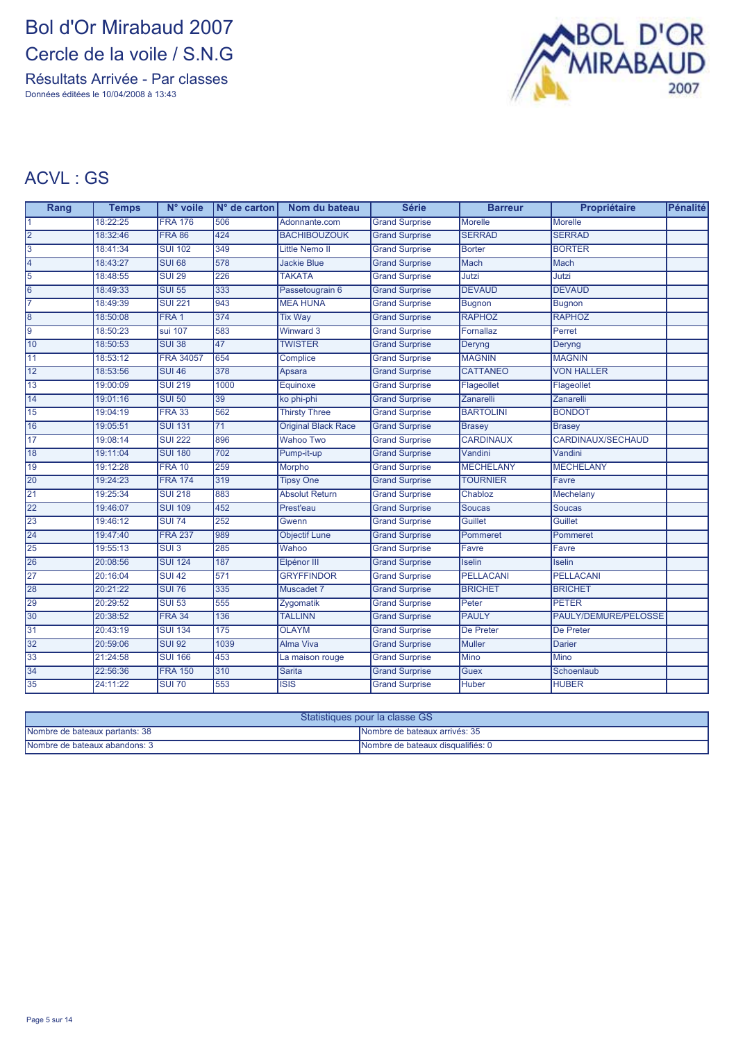# Bol d'Or Mirabaud 2007

## Cercle de la voile / S.N.G

### Résultats Arrivée - Par classes

Données éditées le 10/04/2008 à 13:43

## ACVL : GS

| Rang | Temps | N° voile | N° de carton | Nom du bateau | Série | Barreur | Propriétaire | Pénalité |
|---|---|---|---|---|---|---|---|---|
| 1 | 18:22:25 | FRA 176 | 506 | Adonnante.com | Grand Surprise | Morelle | Morelle | |
| 2 | 18:32:46 | FRA 86 | 424 | BACHIBOUZOUK | Grand Surprise | SERRAD | SERRAD | |
| 3 | 18:41:34 | SUI 102 | 349 | Little Nemo II | Grand Surprise | Borter | BORTER | |
| 4 | 18:43:27 | SUI 68 | 578 | Jackie Blue | Grand Surprise | Mach | Mach | |
| 5 | 18:48:55 | SUI 29 | 226 | TAKATA | Grand Surprise | Jutzi | Jutzi | |
| 6 | 18:49:33 | SUI 55 | 333 | Passetougrain 6 | Grand Surprise | DEVAUD | DEVAUD | |
| 7 | 18:49:39 | SUI 221 | 943 | MEA HUNA | Grand Surprise | Bugnon | Bugnon | |
| 8 | 18:50:08 | FRA 1 | 374 | Tix Way | Grand Surprise | RAPHOZ | RAPHOZ | |
| 9 | 18:50:23 | sui 107 | 583 | Winward 3 | Grand Surprise | Fornallaz | Perret | |
| 10 | 18:50:53 | SUI 38 | 47 | TWISTER | Grand Surprise | Deryng | Deryng | |
| 11 | 18:53:12 | FRA 34057 | 654 | Complice | Grand Surprise | MAGNIN | MAGNIN | |
| 12 | 18:53:56 | SUI 46 | 378 | Apsara | Grand Surprise | CATTANEO | VON HALLER | |
| 13 | 19:00:09 | SUI 219 | 1000 | Equinoxe | Grand Surprise | Flageollet | Flageollet | |
| 14 | 19:01:16 | SUI 50 | 39 | ko phi-phi | Grand Surprise | Zanarelli | Zanarelli | |
| 15 | 19:04:19 | FRA 33 | 562 | Thirsty Three | Grand Surprise | BARTOLINI | BONDOT | |
| 16 | 19:05:51 | SUI 131 | 71 | Original Black Race | Grand Surprise | Brasey | Brasey | |
| 17 | 19:08:14 | SUI 222 | 896 | Wahoo Two | Grand Surprise | CARDINAUX | CARDINAUX/SECHAUD | |
| 18 | 19:11:04 | SUI 180 | 702 | Pump-it-up | Grand Surprise | Vandini | Vandini | |
| 19 | 19:12:28 | FRA 10 | 259 | Morpho | Grand Surprise | MECHELANY | MECHELANY | |
| 20 | 19:24:23 | FRA 174 | 319 | Tipsy One | Grand Surprise | TOURNIER | Favre | |
| 21 | 19:25:34 | SUI 218 | 883 | Absolut Return | Grand Surprise | Chabloz | Mechelany | |
| 22 | 19:46:07 | SUI 109 | 452 | Prest'eau | Grand Surprise | Soucas | Soucas | |
| 23 | 19:46:12 | SUI 74 | 252 | Gwenn | Grand Surprise | Guillet | Guillet | |
| 24 | 19:47:40 | FRA 237 | 989 | Objectif Lune | Grand Surprise | Pommeret | Pommeret | |
| 25 | 19:55:13 | SUI 3 | 285 | Wahoo | Grand Surprise | Favre | Favre | |
| 26 | 20:08:56 | SUI 124 | 187 | Elpénor III | Grand Surprise | Iselin | Iselin | |
| 27 | 20:16:04 | SUI 42 | 571 | GRYFFINDOR | Grand Surprise | PELLACANI | PELLACANI | |
| 28 | 20:21:22 | SUI 76 | 335 | Muscadet 7 | Grand Surprise | BRICHET | BRICHET | |
| 29 | 20:29:52 | SUI 53 | 555 | Zygomatik | Grand Surprise | Peter | PETER | |
| 30 | 20:38:52 | FRA 34 | 136 | TALLINN | Grand Surprise | PAULY | PAULY/DEMURE/PELOSSE | |
| 31 | 20:43:19 | SUI 134 | 175 | OLAYM | Grand Surprise | De Preter | De Preter | |
| 32 | 20:59:06 | SUI 92 | 1039 | Alma Viva | Grand Surprise | Muller | Darier | |
| 33 | 21:24:58 | SUI 166 | 453 | La maison rouge | Grand Surprise | Mino | Mino | |
| 34 | 22:56:36 | FRA 150 | 310 | Sarita | Grand Surprise | Guex | Schoenlaub | |
| 35 | 24:11:22 | SUI 70 | 553 | ISIS | Grand Surprise | Huber | HUBER | |

| Statistiques pour la classe GS | |
|---|---|
| Nombre de bateaux partants: 38 | Nombre de bateaux arrivés: 35 |
| Nombre de bateaux abandons: 3 | Nombre de bateaux disqualifiés: 0 |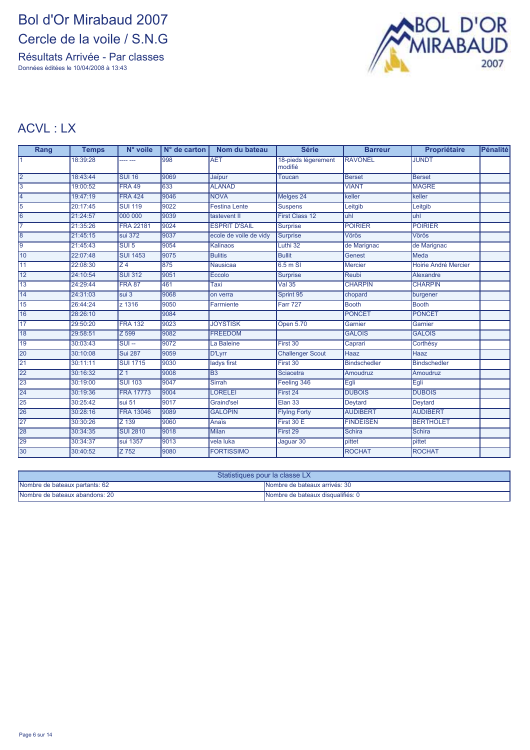# Bol d'Or Mirabaud 2007

## Cercle de la voile / S.N.G

### Résultats Arrivée - Par classes

Données éditées le 10/04/2008 à 13:43

## ACVL : LX

| Rang | Temps | N° voile | N° de carton | Nom du bateau | Série | Barreur | Propriétaire | Pénalité |
|---|---|---|---|---|---|---|---|---|
| 1 | 18:39:28 | ---- --- | 998 | AET | 18-pieds légerement modifié | RAVONEL | JUNDT | |
| 2 | 18:43:44 | SUI 16 | 9069 | Jaïpur | Toucan | Berset | Berset | |
| 3 | 19:00:52 | FRA 49 | 633 | ALANAD | | VIANT | MAGRE | |
| 4 | 19:47:19 | FRA 424 | 9046 | NOVA | Melges 24 | keller | keller | |
| 5 | 20:17:45 | SUI 119 | 9022 | Festina Lente | Suspens | Leitgib | Leitgib | |
| 6 | 21:24:57 | 000 000 | 9039 | tastevent II | First Class 12 | uhl | uhl | |
| 7 | 21:35:26 | FRA 22181 | 9024 | ESPRIT D'SAIL | Surprise | POIRIER | POIRIER | |
| 8 | 21:45:15 | sui 372 | 9037 | ecole de voile de vidy | Surprise | Vörös | Vörös | |
| 9 | 21:45:43 | SUI 5 | 9054 | Kalinaos | Luthi 32 | de Marignac | de Marignac | |
| 10 | 22:07:48 | SUI 1453 | 9075 | Bulitis | Bullit | Genest | Meda | |
| 11 | 22:08:30 | Z 4 | 875 | Nausicaa | 6.5 m SI | Mercier | Hoirie André Mercier | |
| 12 | 24:10:54 | SUI 312 | 9051 | Eccolo | Surprise | Reubi | Alexandre | |
| 13 | 24:29:44 | FRA 87 | 461 | Taxi | Val 35 | CHARPIN | CHARPIN | |
| 14 | 24:31:03 | sui 3 | 9068 | on verra | Sprint 95 | chopard | burgener | |
| 15 | 26:44:24 | z 1316 | 9050 | Farrniente | Farr 727 | Booth | Booth | |
| 16 | 28:26:10 | | 9084 | | | PONCET | PONCET | |
| 17 | 29:50:20 | FRA 132 | 9023 | JOYSTISK | Open 5.70 | Garnier | Garnier | |
| 18 | 29:58:51 | Z 599 | 9082 | FREEDOM | | GALOIS | GALOIS | |
| 19 | 30:03:43 | SUI -- | 9072 | La Baleine | First 30 | Caprari | Corthésy | |
| 20 | 30:10:08 | Sui 287 | 9059 | D'Lyrr | Challenger Scout | Haaz | Haaz | |
| 21 | 30:11:11 | SUI 1715 | 9030 | ladys first | First 30 | Bindschedler | Bindschedler | |
| 22 | 30:16:32 | Z 1 | 9008 | B3 | Sciacetra | Amoudruz | Amoudruz | |
| 23 | 30:19:00 | SUI 103 | 9047 | Sirrah | Feeling 346 | Egli | Egli | |
| 24 | 30:19:36 | FRA 17773 | 9004 | LORELEI | First 24 | DUBOIS | DUBOIS | |
| 25 | 30:25:42 | sui 51 | 9017 | Graind'sel | Elan 33 | Deytard | Deytard | |
| 26 | 30:28:16 | FRA 13046 | 9089 | GALOPIN | FlyIng Forty | AUDIBERT | AUDIBERT | |
| 27 | 30:30:26 | Z 139 | 9060 | Anaïs | First 30 E | FINDEISEN | BERTHOLET | |
| 28 | 30:34:35 | SUI 2810 | 9018 | Milan | First 29 | Schira | Schira | |
| 29 | 30:34:37 | sui 1357 | 9013 | vela luka | Jaguar 30 | pittet | pittet | |
| 30 | 30:40:52 | Z 752 | 9080 | FORTISSIMO | | ROCHAT | ROCHAT | |

| Statistiques pour la classe LX | |
|---|---|
| Nombre de bateaux partants: 62 | Nombre de bateaux arrivés: 30 |
| Nombre de bateaux abandons: 20 | Nombre de bateaux disqualifiés: 0 |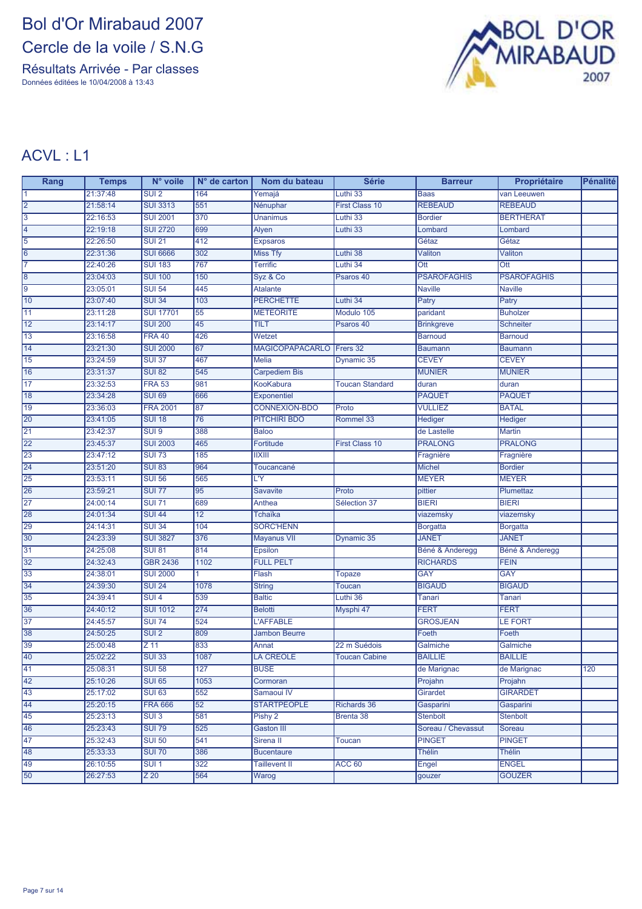# Bol d'Or Mirabaud 2007

## Cercle de la voile / S.N.G

### Résultats Arrivée - Par classes

Données éditées le 10/04/2008 à 13:43

## ACVL : L1

| Rang | Temps | N° voile | N° de carton | Nom du bateau | Série | Barreur | Propriétaire | Pénalité |
|---|---|---|---|---|---|---|---|---|
| 1 | 21:37:48 | SUI 2 | 164 | Yemajá | Luthi 33 | Baas | van Leeuwen | |
| 2 | 21:58:14 | SUI 3313 | 551 | Nénuphar | First Class 10 | REBEAUD | REBEAUD | |
| 3 | 22:16:53 | SUI 2001 | 370 | Unanimus | Luthi 33 | Bordier | BERTHERAT | |
| 4 | 22:19:18 | SUI 2720 | 699 | Alyen | Luthi 33 | Lombard | Lombard | |
| 5 | 22:26:50 | SUI 21 | 412 | Expsaros | | Gétaz | Gétaz | |
| 6 | 22:31:36 | SUI 6666 | 302 | Miss Tfy | Luthi 38 | Valiton | Valiton | |
| 7 | 22:40:26 | SUI 183 | 767 | Terrific | Luthi 34 | Ott | Ott | |
| 8 | 23:04:03 | SUI 100 | 150 | Syz & Co | Psaros 40 | PSAROFAGHIS | PSAROFAGHIS | |
| 9 | 23:05:01 | SUI 54 | 445 | Atalante | | Naville | Naville | |
| 10 | 23:07:40 | SUI 34 | 103 | PERCHETTE | Luthi 34 | Patry | Patry | |
| 11 | 23:11:28 | SUI 17701 | 55 | METEORITE | Modulo 105 | paridant | Buholzer | |
| 12 | 23:14:17 | SUI 200 | 45 | TILT | Psaros 40 | Brinkgreve | Schneiter | |
| 13 | 23:16:58 | FRA 40 | 426 | Wetzet | | Barnoud | Barnoud | |
| 14 | 23:21:30 | SUI 2000 | 67 | MAGICOPAPACARLO | Frers 32 | Baumann | Baumann | |
| 15 | 23:24:59 | SUI 37 | 467 | Melia | Dynamic 35 | CEVEY | CEVEY | |
| 16 | 23:31:37 | SUI 82 | 545 | Carpediem Bis | | MUNIER | MUNIER | |
| 17 | 23:32:53 | FRA 53 | 981 | KooKabura | Toucan Standard | duran | duran | |
| 18 | 23:34:28 | SUI 69 | 666 | Exponentiel | | PAQUET | PAQUET | |
| 19 | 23:36:03 | FRA 2001 | 87 | CONNEXION-BDO | Proto | VULLIEZ | BATAL | |
| 20 | 23:41:05 | SUI 18 | 76 | PITCHIRI BDO | Rommel 33 | Hediger | Hediger | |
| 21 | 23:42:37 | SUI 9 | 388 | Baloo | | de Lastelle | Martin | |
| 22 | 23:45:37 | SUI 2003 | 465 | Fortitude | First Class 10 | PRALONG | PRALONG | |
| 23 | 23:47:12 | SUI 73 | 185 | IIXIII | | Fragnière | Fragnière | |
| 24 | 23:51:20 | SUI 83 | 964 | Toucancané | | Michel | Bordier | |
| 25 | 23:53:11 | SUI 56 | 565 | L'Y | | MEYER | MEYER | |
| 26 | 23:59:21 | SUI 77 | 95 | Savavite | Proto | pittier | Plumettaz | |
| 27 | 24:00:14 | SUI 71 | 689 | Anthea | Sélection 37 | BIERI | BIERI | |
| 28 | 24:01:34 | SUI 44 | 12 | Tchaïka | | viazemsky | viazemsky | |
| 29 | 24:14:31 | SUI 34 | 104 | SORC'HENN | | Borgatta | Borgatta | |
| 30 | 24:23:39 | SUI 3827 | 376 | Mayanus VII | Dynamic 35 | JANET | JANET | |
| 31 | 24:25:08 | SUI 81 | 814 | Epsilon | | Béné & Anderegg | Béné & Anderegg | |
| 32 | 24:32:43 | GBR 2436 | 1102 | FULL PELT | | RICHARDS | FEIN | |
| 33 | 24:38:01 | SUI 2000 | 1 | Flash | Topaze | GAY | GAY | |
| 34 | 24:39:30 | SUI 24 | 1078 | String | Toucan | BIGAUD | BIGAUD | |
| 35 | 24:39:41 | SUI 4 | 539 | Baltic | Luthi 36 | Tanari | Tanari | |
| 36 | 24:40:12 | SUI 1012 | 274 | Belotti | Mysphi 47 | FERT | FERT | |
| 37 | 24:45:57 | SUI 74 | 524 | L'AFFABLE | | GROSJEAN | LE FORT | |
| 38 | 24:50:25 | SUI 2 | 809 | Jambon Beurre | | Foeth | Foeth | |
| 39 | 25:00:48 | Z 11 | 833 | Annat | 22 m Suédois | Galmiche | Galmiche | |
| 40 | 25:02:22 | SUI 33 | 1087 | LA CREOLE | Toucan Cabine | BAILLIE | BAILLIE | |
| 41 | 25:08:31 | SUI 58 | 127 | BUSE | | de Marignac | de Marignac | 120 |
| 42 | 25:10:26 | SUI 65 | 1053 | Cormoran | | Projahn | Projahn | |
| 43 | 25:17:02 | SUI 63 | 552 | Samaoui IV | | Girardet | GIRARDET | |
| 44 | 25:20:15 | FRA 666 | 52 | STARTPEOPLE | Richards 36 | Gasparini | Gasparini | |
| 45 | 25:23:13 | SUI 3 | 581 | Pishy 2 | Brenta 38 | Stenbolt | Stenbolt | |
| 46 | 25:23:43 | SUI 79 | 525 | Gaston III | | Soreau / Chevassut | Soreau | |
| 47 | 25:32:43 | SUI 50 | 541 | Sirena II | Toucan | PINGET | PINGET | |
| 48 | 25:33:33 | SUI 70 | 386 | Bucentaure | | Thélin | Thélin | |
| 49 | 26:10:55 | SUI 1 | 322 | Taillevent II | ACC 60 | Engel | ENGEL | |
| 50 | 26:27:53 | Z 20 | 564 | Warog | | gouzer | GOUZER | |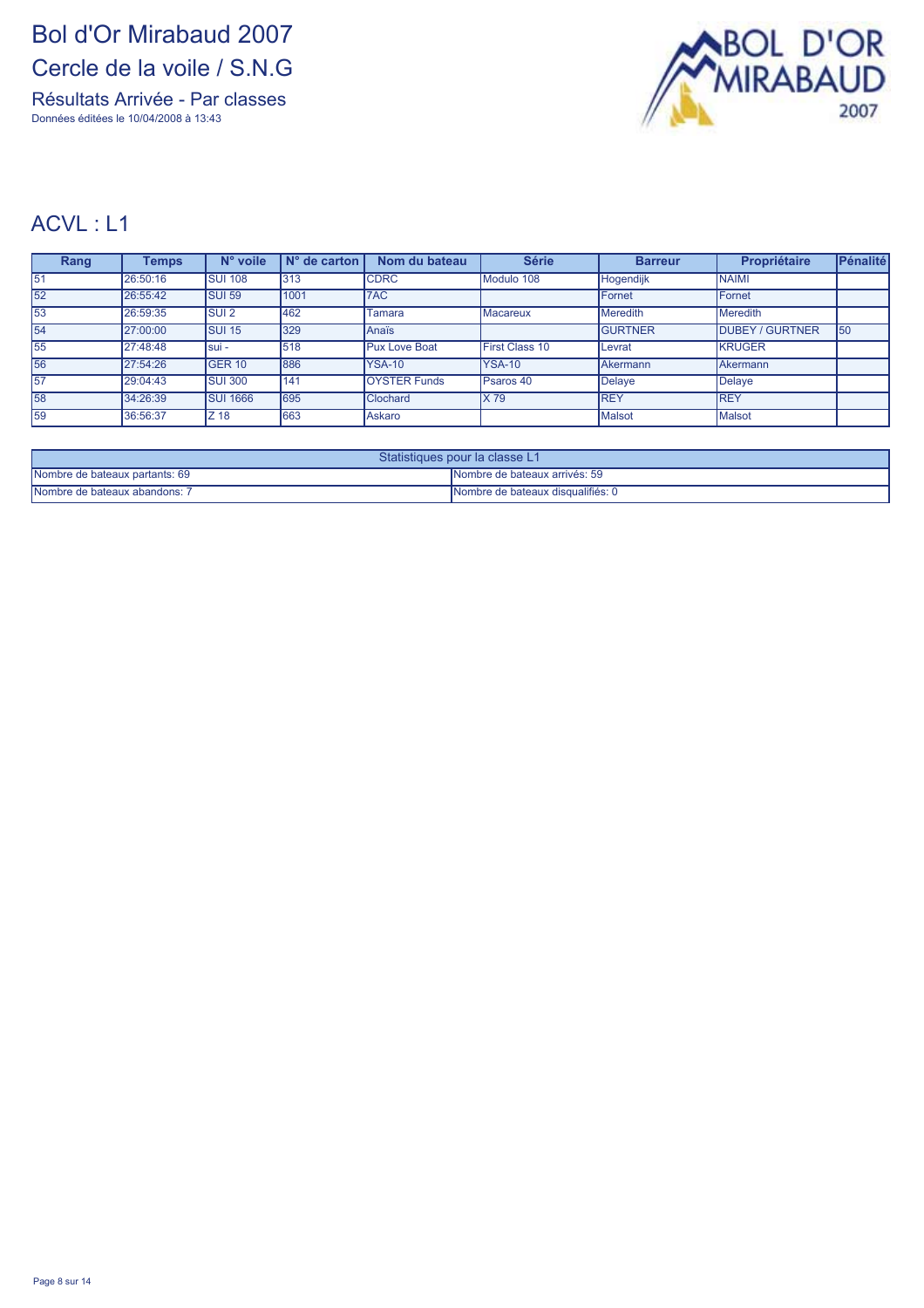# Bol d'Or Mirabaud 2007

## Cercle de la voile / S.N.G

### Résultats Arrivée - Par classes

Données éditées le 10/04/2008 à 13:43

## ACVL : L1

| Rang | Temps | N° voile | N° de carton | Nom du bateau | Série | Barreur | Propriétaire | Pénalité |
|---|---|---|---|---|---|---|---|---|
| 51 | 26:50:16 | SUI 108 | 313 | CDRC | Modulo 108 | Hogendijk | NAIMI | |
| 52 | 26:55:42 | SUI 59 | 1001 | 7AC | | Fornet | Fornet | |
| 53 | 26:59:35 | SUI 2 | 462 | Tamara | Macareux | Meredith | Meredith | |
| 54 | 27:00:00 | SUI 15 | 329 | Anaïs | | GURTNER | DUBEY / GURTNER | 50 |
| 55 | 27:48:48 | sui - | 518 | Pux Love Boat | First Class 10 | Levrat | KRUGER | |
| 56 | 27:54:26 | GER 10 | 886 | YSA-10 | YSA-10 | Akermann | Akermann | |
| 57 | 29:04:43 | SUI 300 | 141 | OYSTER Funds | Psaros 40 | Delaye | Delaye | |
| 58 | 34:26:39 | SUI 1666 | 695 | Clochard | X 79 | REY | REY | |
| 59 | 36:56:37 | Z 18 | 663 | Askaro | | Malsot | Malsot | |

| Statistiques pour la classe L1 | |
|---|---|
| Nombre de bateaux partants: 69 | Nombre de bateaux arrivés: 59 |
| Nombre de bateaux abandons: 7 | Nombre de bateaux disqualifiés: 0 |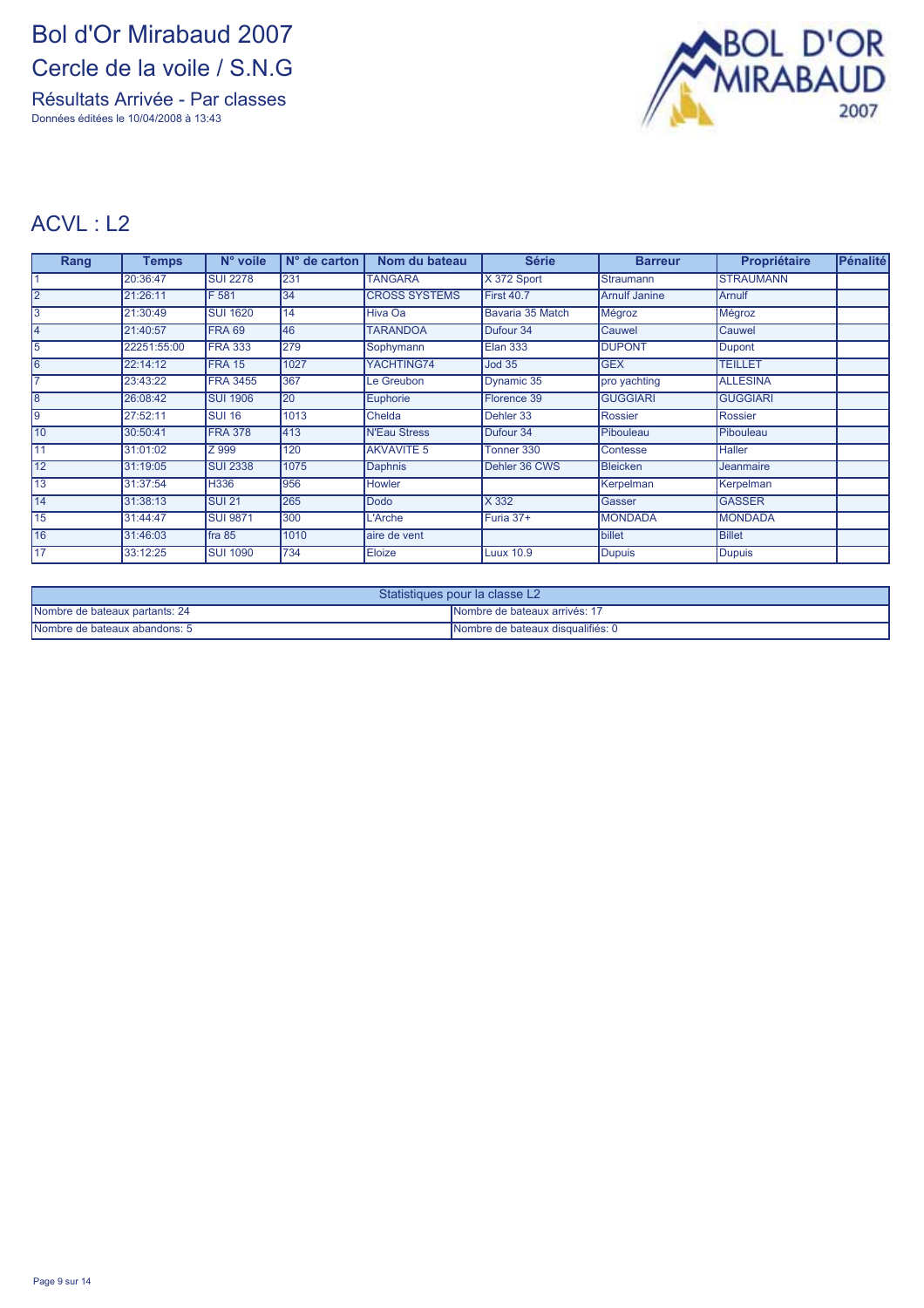# Bol d'Or Mirabaud 2007

## Cercle de la voile / S.N.G

### Résultats Arrivée - Par classes

Données éditées le 10/04/2008 à 13:43

## ACVL : L2

| Rang | Temps | N° voile | N° de carton | Nom du bateau | Série | Barreur | Propriétaire | Pénalité |
|---|---|---|---|---|---|---|---|---|
| 1 | 20:36:47 | SUI 2278 | 231 | TANGARA | X 372 Sport | Straumann | STRAUMANN | |
| 2 | 21:26:11 | F 581 | 34 | CROSS SYSTEMS | First 40.7 | Arnulf Janine | Arnulf | |
| 3 | 21:30:49 | SUI 1620 | 14 | Hiva Oa | Bavaria 35 Match | Mégroz | Mégroz | |
| 4 | 21:40:57 | FRA 69 | 46 | TARANDOA | Dufour 34 | Cauwel | Cauwel | |
| 5 | 22251:55:00 | FRA 333 | 279 | Sophymann | Elan 333 | DUPONT | Dupont | |
| 6 | 22:14:12 | FRA 15 | 1027 | YACHTING74 | Jod 35 | GEX | TEILLET | |
| 7 | 23:43:22 | FRA 3455 | 367 | Le Greubon | Dynamic 35 | pro yachting | ALLESINA | |
| 8 | 26:08:42 | SUI 1906 | 20 | Euphorie | Florence 39 | GUGGIARI | GUGGIARI | |
| 9 | 27:52:11 | SUI 16 | 1013 | Chelda | Dehler 33 | Rossier | Rossier | |
| 10 | 30:50:41 | FRA 378 | 413 | N'Eau Stress | Dufour 34 | Pibouleau | Pibouleau | |
| 11 | 31:01:02 | Z 999 | 120 | AKVAVITE 5 | Tonner 330 | Contesse | Haller | |
| 12 | 31:19:05 | SUI 2338 | 1075 | Daphnis | Dehler 36 CWS | Bleicken | Jeanmaire | |
| 13 | 31:37:54 | H336 | 956 | Howler | | Kerpelman | Kerpelman | |
| 14 | 31:38:13 | SUI 21 | 265 | Dodo | X 332 | Gasser | GASSER | |
| 15 | 31:44:47 | SUI 9871 | 300 | L'Arche | Furia 37+ | MONDADA | MONDADA | |
| 16 | 31:46:03 | fra 85 | 1010 | aire de vent | | billet | Billet | |
| 17 | 33:12:25 | SUI 1090 | 734 | Eloize | Luux 10.9 | Dupuis | Dupuis | |

| Statistiques pour la classe L2 | |
|---|---|
| Nombre de bateaux partants: 24 | Nombre de bateaux arrivés: 17 |
| Nombre de bateaux abandons: 5 | Nombre de bateaux disqualifiés: 0 |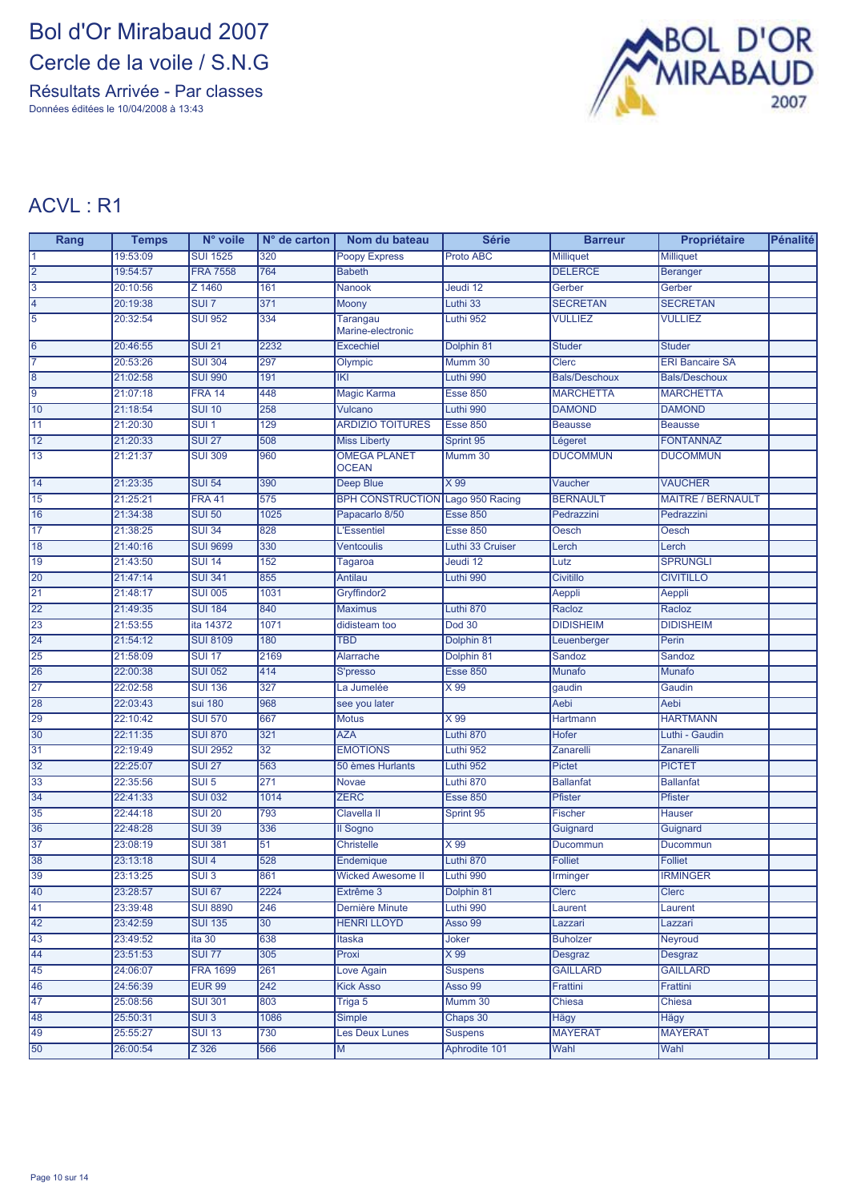# Bol d'Or Mirabaud 2007

## Cercle de la voile / S.N.G

### Résultats Arrivée - Par classes

Données éditées le 10/04/2008 à 13:43

## ACVL : R1

| Rang | Temps | N° voile | N° de carton | Nom du bateau | Série | Barreur | Propriétaire | Pénalité |
|---|---|---|---|---|---|---|---|---|
| 1 | 19:53:09 | SUI 1525 | 320 | Poopy Express | Proto ABC | Milliquet | Milliquet | |
| 2 | 19:54:57 | FRA 7558 | 764 | Babeth | | DELERCE | Beranger | |
| 3 | 20:10:56 | Z 1460 | 161 | Nanook | Jeudi 12 | Gerber | Gerber | |
| 4 | 20:19:38 | SUI 7 | 371 | Moony | Luthi 33 | SECRETAN | SECRETAN | |
| 5 | 20:32:54 | SUI 952 | 334 | Tarangau Marine-electronic | Luthi 952 | VULLIEZ | VULLIEZ | |
| 6 | 20:46:55 | SUI 21 | 2232 | Excechiel | Dolphin 81 | Studer | Studer | |
| 7 | 20:53:26 | SUI 304 | 297 | Olympic | Mumm 30 | Clerc | ERI Bancaire SA | |
| 8 | 21:02:58 | SUI 990 | 191 | IKI | Luthi 990 | Bals/Deschoux | Bals/Deschoux | |
| 9 | 21:07:18 | FRA 14 | 448 | Magic Karma | Esse 850 | MARCHETTA | MARCHETTA | |
| 10 | 21:18:54 | SUI 10 | 258 | Vulcano | Luthi 990 | DAMOND | DAMOND | |
| 11 | 21:20:30 | SUI 1 | 129 | ARDIZIO TOITURES | Esse 850 | Beausse | Beausse | |
| 12 | 21:20:33 | SUI 27 | 508 | Miss Liberty | Sprint 95 | Légeret | FONTANNAZ | |
| 13 | 21:21:37 | SUI 309 | 960 | OMEGA PLANET OCEAN | Mumm 30 | DUCOMMUN | DUCOMMUN | |
| 14 | 21:23:35 | SUI 54 | 390 | Deep Blue | X 99 | Vaucher | VAUCHER | |
| 15 | 21:25:21 | FRA 41 | 575 | BPH CONSTRUCTION | Lago 950 Racing | BERNAULT | MAITRE / BERNAULT | |
| 16 | 21:34:38 | SUI 50 | 1025 | Papacarlo 8/50 | Esse 850 | Pedrazzini | Pedrazzini | |
| 17 | 21:38:25 | SUI 34 | 828 | L'Essentiel | Esse 850 | Oesch | Oesch | |
| 18 | 21:40:16 | SUI 9699 | 330 | Ventcoulis | Luthi 33 Cruiser | Lerch | Lerch | |
| 19 | 21:43:50 | SUI 14 | 152 | Tagaroa | Jeudi 12 | Lutz | SPRUNGLI | |
| 20 | 21:47:14 | SUI 341 | 855 | Antilau | Luthi 990 | Civitillo | CIVITILLO | |
| 21 | 21:48:17 | SUI 005 | 1031 | Gryffindor2 | | Aeppli | Aeppli | |
| 22 | 21:49:35 | SUI 184 | 840 | Maximus | Luthi 870 | Racloz | Racloz | |
| 23 | 21:53:55 | ita 14372 | 1071 | didisteam too | Dod 30 | DIDISHEIM | DIDISHEIM | |
| 24 | 21:54:12 | SUI 8109 | 180 | TBD | Dolphin 81 | Leuenberger | Perin | |
| 25 | 21:58:09 | SUI 17 | 2169 | Alarrache | Dolphin 81 | Sandoz | Sandoz | |
| 26 | 22:00:38 | SUI 052 | 414 | S'presso | Esse 850 | Munafo | Munafo | |
| 27 | 22:02:58 | SUI 136 | 327 | La Jumelée | X 99 | gaudin | Gaudin | |
| 28 | 22:03:43 | sui 180 | 968 | see you later | | Aebi | Aebi | |
| 29 | 22:10:42 | SUI 570 | 667 | Motus | X 99 | Hartmann | HARTMANN | |
| 30 | 22:11:35 | SUI 870 | 321 | AZA | Luthi 870 | Hofer | Luthi - Gaudin | |
| 31 | 22:19:49 | SUI 2952 | 32 | EMOTIONS | Luthi 952 | Zanarelli | Zanarelli | |
| 32 | 22:25:07 | SUI 27 | 563 | 50 èmes Hurlants | Luthi 952 | Pictet | PICTET | |
| 33 | 22:35:56 | SUI 5 | 271 | Novae | Luthi 870 | Ballanfat | Ballanfat | |
| 34 | 22:41:33 | SUI 032 | 1014 | ZERC | Esse 850 | Pfister | Pfister | |
| 35 | 22:44:18 | SUI 20 | 793 | Clavella II | Sprint 95 | Fischer | Hauser | |
| 36 | 22:48:28 | SUI 39 | 336 | Il Sogno | | Guignard | Guignard | |
| 37 | 23:08:19 | SUI 381 | 51 | Christelle | X 99 | Ducommun | Ducommun | |
| 38 | 23:13:18 | SUI 4 | 528 | Endemique | Luthi 870 | Folliet | Folliet | |
| 39 | 23:13:25 | SUI 3 | 861 | Wicked Awesome II | Luthi 990 | Irminger | IRMINGER | |
| 40 | 23:28:57 | SUI 67 | 2224 | Extrême 3 | Dolphin 81 | Clerc | Clerc | |
| 41 | 23:39:48 | SUI 8890 | 246 | Dernière Minute | Luthi 990 | Laurent | Laurent | |
| 42 | 23:42:59 | SUI 135 | 30 | HENRI LLOYD | Asso 99 | Lazzari | Lazzari | |
| 43 | 23:49:52 | ita 30 | 638 | Itaska | Joker | Buholzer | Neyroud | |
| 44 | 23:51:53 | SUI 77 | 305 | Proxi | X 99 | Desgraz | Desgraz | |
| 45 | 24:06:07 | FRA 1699 | 261 | Love Again | Suspens | GAILLARD | GAILLARD | |
| 46 | 24:56:39 | EUR 99 | 242 | Kick Asso | Asso 99 | Frattini | Frattini | |
| 47 | 25:08:56 | SUI 301 | 803 | Triga 5 | Mumm 30 | Chiesa | Chiesa | |
| 48 | 25:50:31 | SUI 3 | 1086 | Simple | Chaps 30 | Hägy | Hägy | |
| 49 | 25:55:27 | SUI 13 | 730 | Les Deux Lunes | Suspens | MAYERAT | MAYERAT | |
| 50 | 26:00:54 | Z 326 | 566 | M | Aphrodite 101 | Wahl | Wahl | |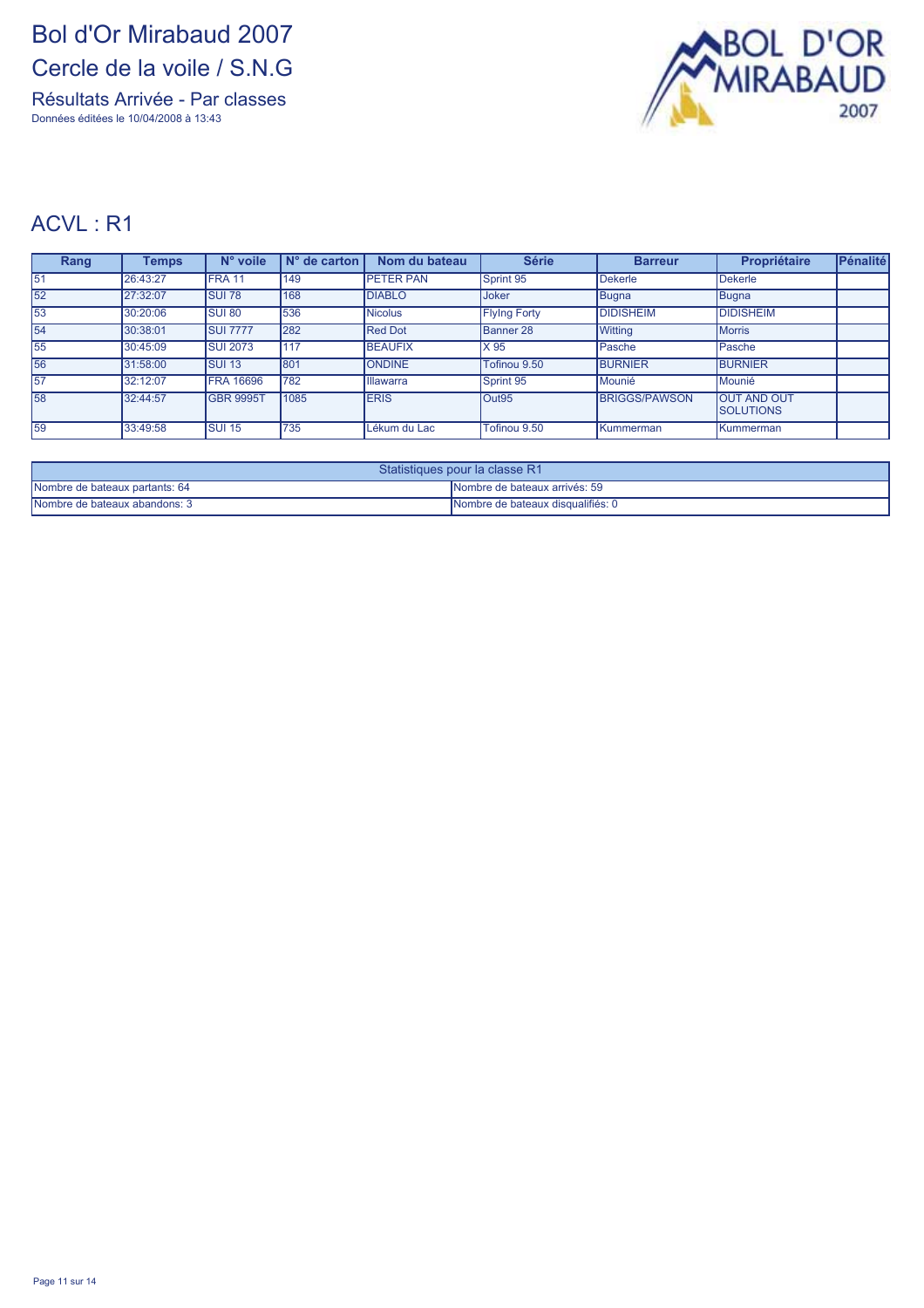# Bol d'Or Mirabaud 2007

## Cercle de la voile / S.N.G

### Résultats Arrivée - Par classes

Données éditées le 10/04/2008 à 13:43

## ACVL : R1

| Rang | Temps | N° voile | N° de carton | Nom du bateau | Série | Barreur | Propriétaire | Pénalité |
|---|---|---|---|---|---|---|---|---|
| 51 | 26:43:27 | FRA 11 | 149 | PETER PAN | Sprint 95 | Dekerle | Dekerle | |
| 52 | 27:32:07 | SUI 78 | 168 | DIABLO | Joker | Bugna | Bugna | |
| 53 | 30:20:06 | SUI 80 | 536 | Nicolus | FlyIng Forty | DIDISHEIM | DIDISHEIM | |
| 54 | 30:38:01 | SUI 7777 | 282 | Red Dot | Banner 28 | Witting | Morris | |
| 55 | 30:45:09 | SUI 2073 | 117 | BEAUFIX | X 95 | Pasche | Pasche | |
| 56 | 31:58:00 | SUI 13 | 801 | ONDINE | Tofinou 9.50 | BURNIER | BURNIER | |
| 57 | 32:12:07 | FRA 16696 | 782 | Illawarra | Sprint 95 | Mounié | Mounié | |
| 58 | 32:44:57 | GBR 9995T | 1085 | ERIS | Out95 | BRIGGS/PAWSON | OUT AND OUT SOLUTIONS | |
| 59 | 33:49:58 | SUI 15 | 735 | Lékum du Lac | Tofinou 9.50 | Kummerman | Kummerman | |

| Statistiques pour la classe R1 | |
|---|---|
| Nombre de bateaux partants: 64 | Nombre de bateaux arrivés: 59 |
| Nombre de bateaux abandons: 3 | Nombre de bateaux disqualifiés: 0 |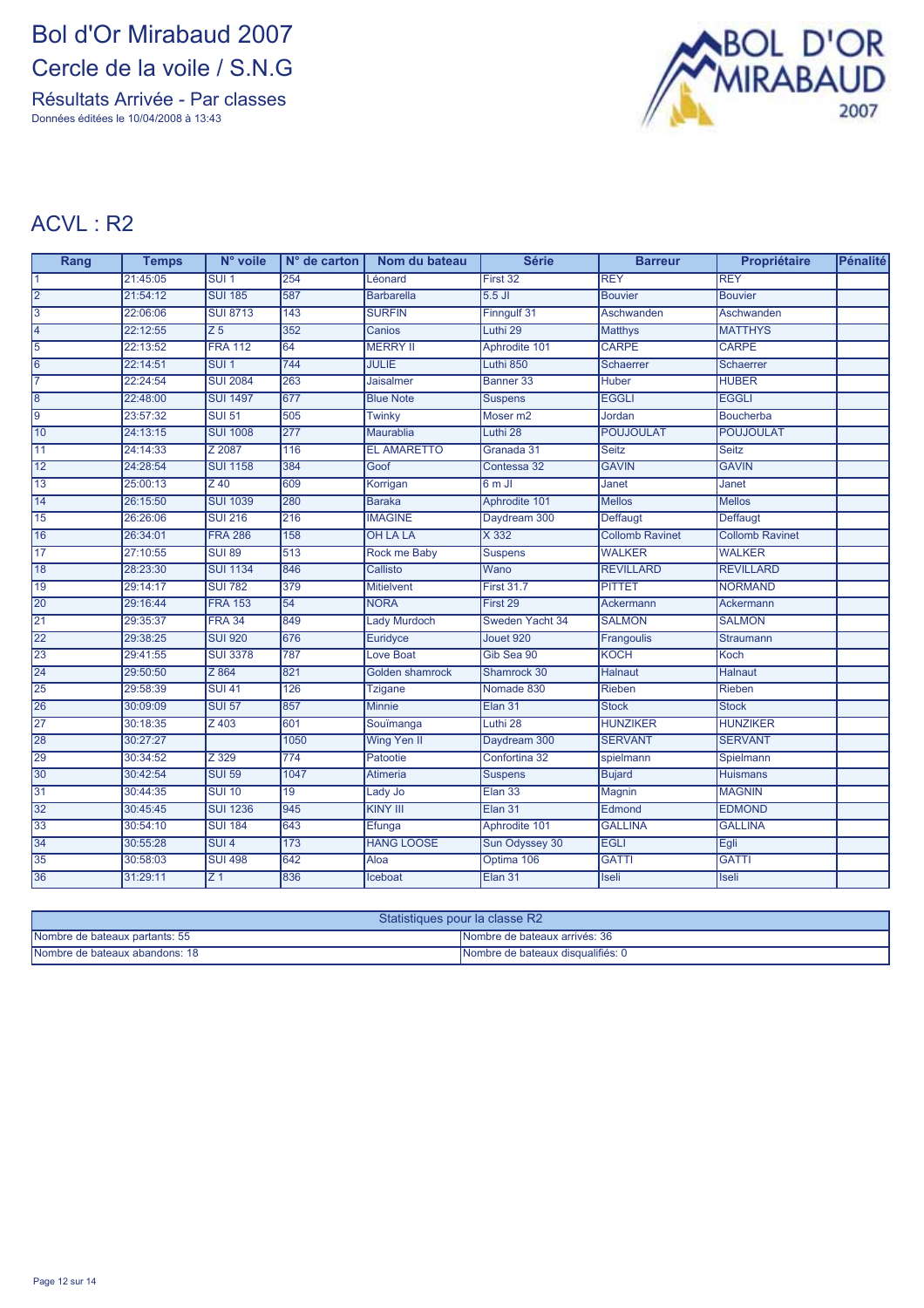# Bol d'Or Mirabaud 2007

## Cercle de la voile / S.N.G

### Résultats Arrivée - Par classes

Données éditées le 10/04/2008 à 13:43

## ACVL : R2

| Rang | Temps | N° voile | N° de carton | Nom du bateau | Série | Barreur | Propriétaire | Pénalité |
|---|---|---|---|---|---|---|---|---|
| 1 | 21:45:05 | SUI 1 | 254 | Léonard | First 32 | REY | REY | |
| 2 | 21:54:12 | SUI 185 | 587 | Barbarella | 5.5 JI | Bouvier | Bouvier | |
| 3 | 22:06:06 | SUI 8713 | 143 | SURFIN | Finngulf 31 | Aschwanden | Aschwanden | |
| 4 | 22:12:55 | Z 5 | 352 | Canios | Luthi 29 | Matthys | MATTHYS | |
| 5 | 22:13:52 | FRA 112 | 64 | MERRY II | Aphrodite 101 | CARPE | CARPE | |
| 6 | 22:14:51 | SUI 1 | 744 | JULIE | Luthi 850 | Schaerrer | Schaerrer | |
| 7 | 22:24:54 | SUI 2084 | 263 | Jaisalmer | Banner 33 | Huber | HUBER | |
| 8 | 22:48:00 | SUI 1497 | 677 | Blue Note | Suspens | EGGLI | EGGLI | |
| 9 | 23:57:32 | SUI 51 | 505 | Twinky | Moser m2 | Jordan | Boucherba | |
| 10 | 24:13:15 | SUI 1008 | 277 | Maurablia | Luthi 28 | POUJOULAT | POUJOULAT | |
| 11 | 24:14:33 | Z 2087 | 116 | EL AMARETTO | Granada 31 | Seitz | Seitz | |
| 12 | 24:28:54 | SUI 1158 | 384 | Goof | Contessa 32 | GAVIN | GAVIN | |
| 13 | 25:00:13 | Z 40 | 609 | Korrigan | 6 m JI | Janet | Janet | |
| 14 | 26:15:50 | SUI 1039 | 280 | Baraka | Aphrodite 101 | Mellos | Mellos | |
| 15 | 26:26:06 | SUI 216 | 216 | IMAGINE | Daydream 300 | Deffaugt | Deffaugt | |
| 16 | 26:34:01 | FRA 286 | 158 | OH LA LA | X 332 | Collomb Ravinet | Collomb Ravinet | |
| 17 | 27:10:55 | SUI 89 | 513 | Rock me Baby | Suspens | WALKER | WALKER | |
| 18 | 28:23:30 | SUI 1134 | 846 | Callisto | Wano | REVILLARD | REVILLARD | |
| 19 | 29:14:17 | SUI 782 | 379 | Mitielvent | First 31.7 | PITTET | NORMAND | |
| 20 | 29:16:44 | FRA 153 | 54 | NORA | First 29 | Ackermann | Ackermann | |
| 21 | 29:35:37 | FRA 34 | 849 | Lady Murdoch | Sweden Yacht 34 | SALMON | SALMON | |
| 22 | 29:38:25 | SUI 920 | 676 | Euridyce | Jouet 920 | Frangoulis | Straumann | |
| 23 | 29:41:55 | SUI 3378 | 787 | Love Boat | Gib Sea 90 | KOCH | Koch | |
| 24 | 29:50:50 | Z 864 | 821 | Golden shamrock | Shamrock 30 | Halnaut | Halnaut | |
| 25 | 29:58:39 | SUI 41 | 126 | Tzigane | Nomade 830 | Rieben | Rieben | |
| 26 | 30:09:09 | SUI 57 | 857 | Minnie | Elan 31 | Stock | Stock | |
| 27 | 30:18:35 | Z 403 | 601 | Souïmanga | Luthi 28 | HUNZIKER | HUNZIKER | |
| 28 | 30:27:27 | | 1050 | Wing Yen II | Daydream 300 | SERVANT | SERVANT | |
| 29 | 30:34:52 | Z 329 | 774 | Patootie | Confortina 32 | spielmann | Spielmann | |
| 30 | 30:42:54 | SUI 59 | 1047 | Atimeria | Suspens | Bujard | Huismans | |
| 31 | 30:44:35 | SUI 10 | 19 | Lady Jo | Elan 33 | Magnin | MAGNIN | |
| 32 | 30:45:45 | SUI 1236 | 945 | KINY III | Elan 31 | Edmond | EDMOND | |
| 33 | 30:54:10 | SUI 184 | 643 | Efunga | Aphrodite 101 | GALLINA | GALLINA | |
| 34 | 30:55:28 | SUI 4 | 173 | HANG LOOSE | Sun Odyssey 30 | EGLI | Egli | |
| 35 | 30:58:03 | SUI 498 | 642 | Aloa | Optima 106 | GATTI | GATTI | |
| 36 | 31:29:11 | Z 1 | 836 | Iceboat | Elan 31 | Iseli | Iseli | |

| Statistiques pour la classe R2 | |
|---|---|
| Nombre de bateaux partants: 55 | Nombre de bateaux arrivés: 36 |
| Nombre de bateaux abandons: 18 | Nombre de bateaux disqualifiés: 0 |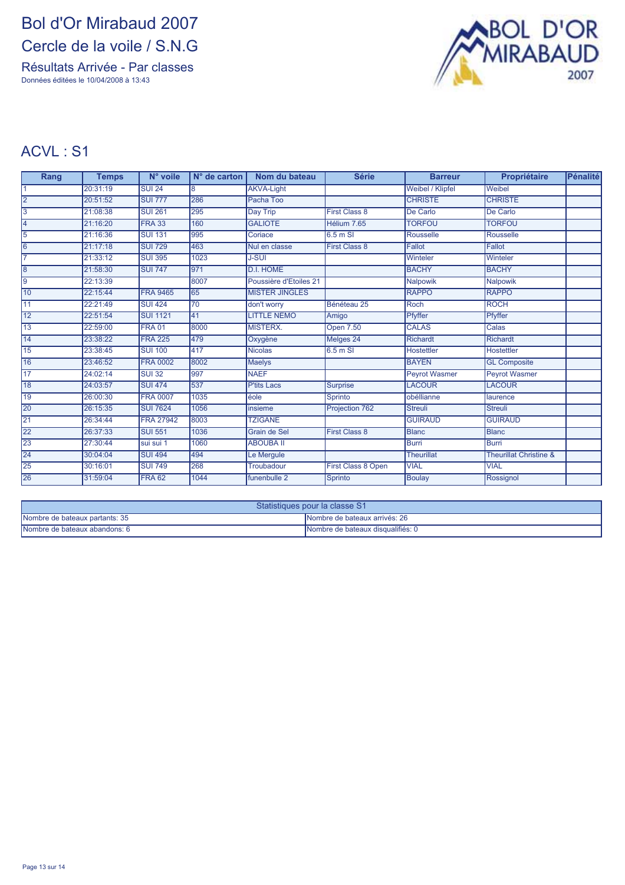# Bol d'Or Mirabaud 2007

## Cercle de la voile / S.N.G

### Résultats Arrivée - Par classes

Données éditées le 10/04/2008 à 13:43

## ACVL : S1

| Rang | Temps | N° voile | N° de carton | Nom du bateau | Série | Barreur | Propriétaire | Pénalité |
|---|---|---|---|---|---|---|---|---|
| 1 | 20:31:19 | SUI 24 | 8 | AKVA-Light | | Weibel / Klipfel | Weibel | |
| 2 | 20:51:52 | SUI 777 | 286 | Pacha Too | | CHRISTE | CHRISTE | |
| 3 | 21:08:38 | SUI 261 | 295 | Day Trip | First Class 8 | De Carlo | De Carlo | |
| 4 | 21:16:20 | FRA 33 | 160 | GALIOTE | Hélium 7.65 | TORFOU | TORFOU | |
| 5 | 21:16:36 | SUI 131 | 995 | Coriace | 6.5 m SI | Rousselle | Rousselle | |
| 6 | 21:17:18 | SUI 729 | 463 | Nul en classe | First Class 8 | Fallot | Fallot | |
| 7 | 21:33:12 | SUI 395 | 1023 | J-SUI | | Winteler | Winteler | |
| 8 | 21:58:30 | SUI 747 | 971 | D.I. HOME | | BACHY | BACHY | |
| 9 | 22:13:39 | | 8007 | Poussière d'Etoiles 21 | | Nalpowik | Nalpowik | |
| 10 | 22:15:44 | FRA 9465 | 65 | MISTER JINGLES | | RAPPO | RAPPO | |
| 11 | 22:21:49 | SUI 424 | 70 | don't worry | Bénéteau 25 | Roch | ROCH | |
| 12 | 22:51:54 | SUI 1121 | 41 | LITTLE NEMO | Amigo | Pfyffer | Pfyffer | |
| 13 | 22:59:00 | FRA 01 | 8000 | MISTERX. | Open 7.50 | CALAS | Calas | |
| 14 | 23:38:22 | FRA 225 | 479 | Oxygène | Melges 24 | Richardt | Richardt | |
| 15 | 23:38:45 | SUI 100 | 417 | Nicolas | 6.5 m SI | Hostettler | Hostettler | |
| 16 | 23:46:52 | FRA 0002 | 8002 | Maelys | | BAYEN | GL Composite | |
| 17 | 24:02:14 | SUI 32 | 997 | NAEF | | Peyrot Wasmer | Peyrot Wasmer | |
| 18 | 24:03:57 | SUI 474 | 537 | P'tits Lacs | Surprise | LACOUR | LACOUR | |
| 19 | 26:00:30 | FRA 0007 | 1035 | éole | Sprinto | obéllianne | laurence | |
| 20 | 26:15:35 | SUI 7624 | 1056 | insieme | Projection 762 | Streuli | Streuli | |
| 21 | 26:34:44 | FRA 27942 | 8003 | TZIGANE | | GUIRAUD | GUIRAUD | |
| 22 | 26:37:33 | SUI 551 | 1036 | Grain de Sel | First Class 8 | Blanc | Blanc | |
| 23 | 27:30:44 | sui sui 1 | 1060 | ABOUBA II | | Burri | Burri | |
| 24 | 30:04:04 | SUI 494 | 494 | Le Mergule | | Theurillat | Theurillat Christine & | |
| 25 | 30:16:01 | SUI 749 | 268 | Troubadour | First Class 8 Open | VIAL | VIAL | |
| 26 | 31:59:04 | FRA 62 | 1044 | funenbulle 2 | Sprinto | Boulay | Rossignol | |

| Statistiques pour la classe S1 | |
|---|---|
| Nombre de bateaux partants: 35 | Nombre de bateaux arrivés: 26 |
| Nombre de bateaux abandons: 6 | Nombre de bateaux disqualifiés: 0 |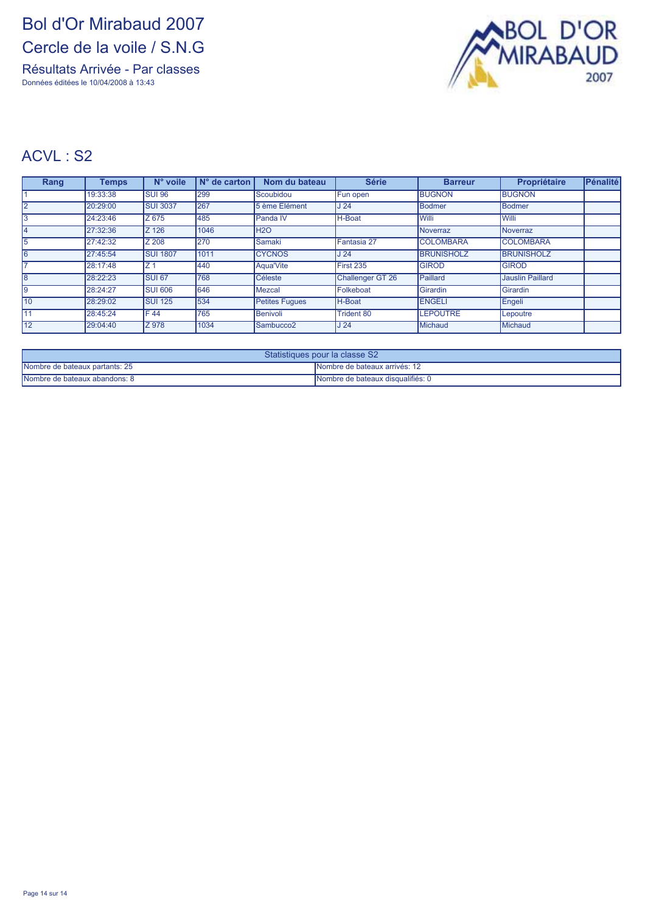# Bol d'Or Mirabaud 2007

## Cercle de la voile / S.N.G

### Résultats Arrivée - Par classes

Données éditées le 10/04/2008 à 13:43

## ACVL : S2

| Rang | Temps | N° voile | N° de carton | Nom du bateau | Série | Barreur | Propriétaire | Pénalité |
|---|---|---|---|---|---|---|---|---|
| 1 | 19:33:38 | SUI 96 | 299 | Scoubidou | Fun open | BUGNON | BUGNON | |
| 2 | 20:29:00 | SUI 3037 | 267 | 5 ème Elément | J 24 | Bodmer | Bodmer | |
| 3 | 24:23:46 | Z 675 | 485 | Panda IV | H-Boat | Willi | Willi | |
| 4 | 27:32:36 | Z 126 | 1046 | H2O | | Noverraz | Noverraz | |
| 5 | 27:42:32 | Z 208 | 270 | Samaki | Fantasia 27 | COLOMBARA | COLOMBARA | |
| 6 | 27:45:54 | SUI 1807 | 1011 | CYCNOS | J 24 | BRUNISHOLZ | BRUNISHOLZ | |
| 7 | 28:17:48 | Z 1 | 440 | Aqua'Vite | First 235 | GIROD | GIROD | |
| 8 | 28:22:23 | SUI 67 | 768 | Céleste | Challenger GT 26 | Paillard | Jauslin Paillard | |
| 9 | 28:24:27 | SUI 606 | 646 | Mezcal | Folkeboat | Girardin | Girardin | |
| 10 | 28:29:02 | SUI 125 | 534 | Petites Fugues | H-Boat | ENGELI | Engeli | |
| 11 | 28:45:24 | F 44 | 765 | Benivoli | Trident 80 | LEPOUTRE | Lepoutre | |
| 12 | 29:04:40 | Z 978 | 1034 | Sambucco2 | J 24 | Michaud | Michaud | |

| Statistiques pour la classe S2 | |
|---|---|
| Nombre de bateaux partants: 25 | Nombre de bateaux arrivés: 12 |
| Nombre de bateaux abandons: 8 | Nombre de bateaux disqualifiés: 0 |